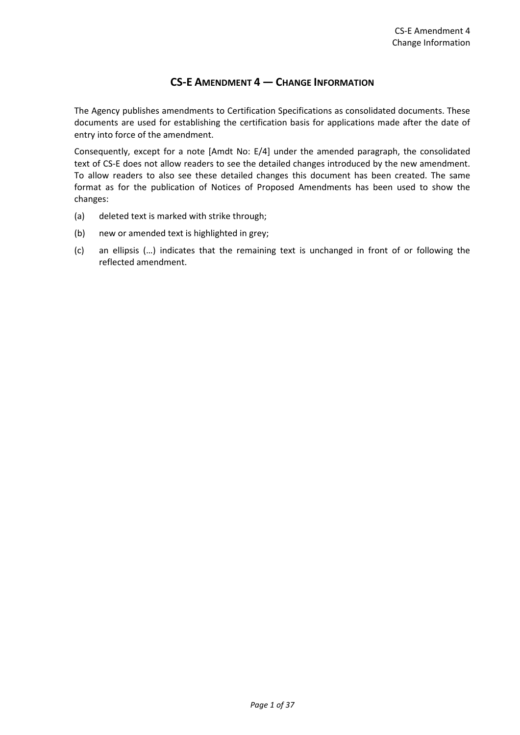# CS-E AMENDMENT 4 — CHANGE INFORMATION

The Agency publishes amendments to Certification Specifications as consolidated documents. These documents are used for establishing the certification basis for applications made after the date of entry into force of the amendment.

Consequently, except for a note [Amdt No: E/4] under the amended paragraph, the consolidated text of CS-E does not allow readers to see the detailed changes introduced by the new amendment. To allow readers to also see these detailed changes this document has been created. The same format as for the publication of Notices of Proposed Amendments has been used to show the changes:

(a) deleted text is marked with strike through;

(b) new or amended text is highlighted in grey;

(c) an ellipsis (…) indicates that the remaining text is unchanged in front of or following the reflected amendment.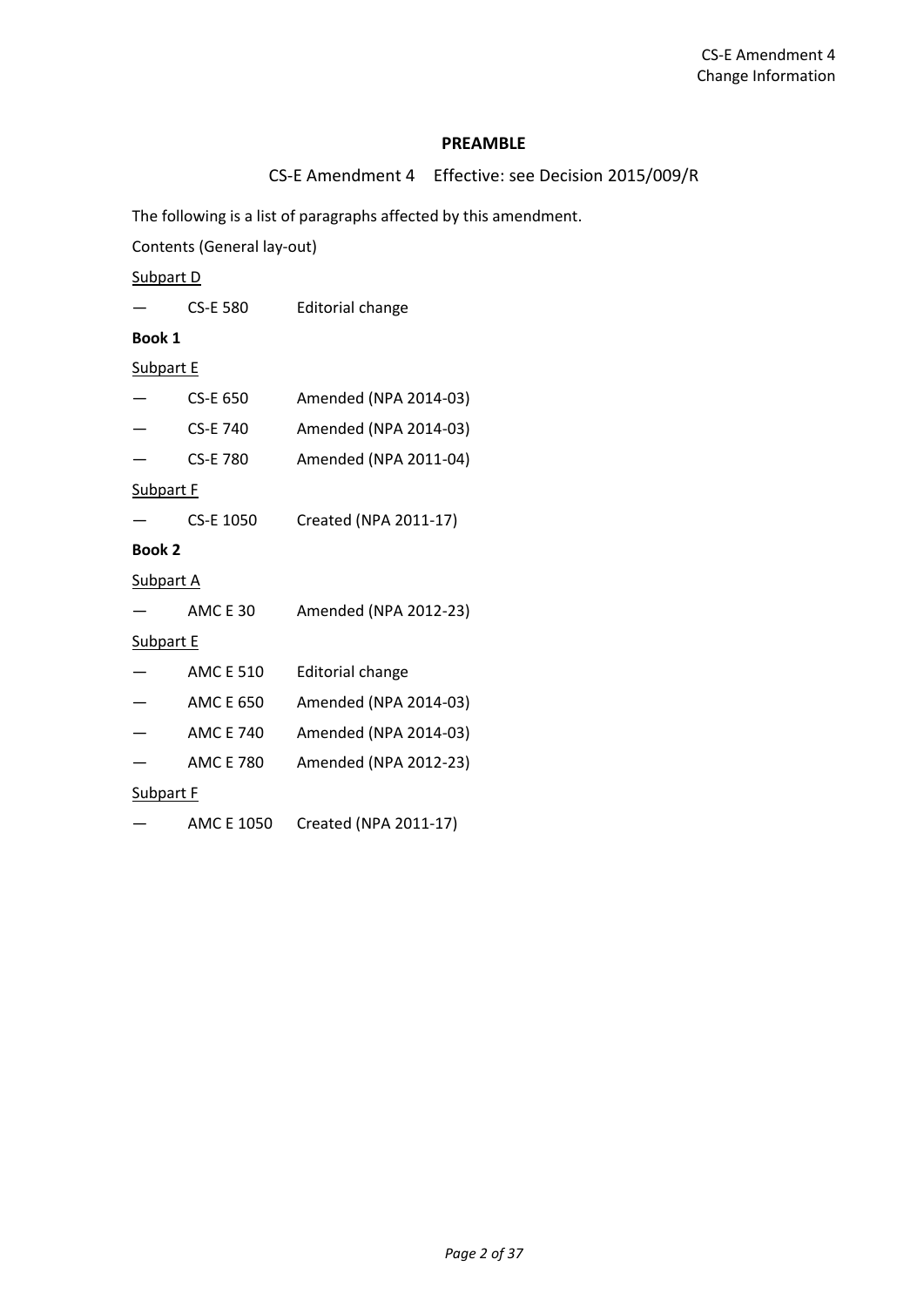## PREAMBLE

CS-E Amendment 4 Effective: see Decision 2015/009/R

The following is a list of paragraphs affected by this amendment.

Contents (General lay-out)

Subpart D

— CS-E 580 Editorial change

**Book 1**

Subpart E

— CS-E 650 Amended (NPA 2014-03)

— CS-E 740 Amended (NPA 2014-03)

— CS-E 780 Amended (NPA 2011-04)

Subpart F

— CS-E 1050 Created (NPA 2011-17)

**Book 2**

Subpart A

— AMC E 30 Amended (NPA 2012-23)

Subpart E

— AMC E 510 Editorial change

— AMC E 650 Amended (NPA 2014-03)

— AMC E 740 Amended (NPA 2014-03)

— AMC E 780 Amended (NPA 2012-23)

Subpart F

— AMC E 1050 Created (NPA 2011-17)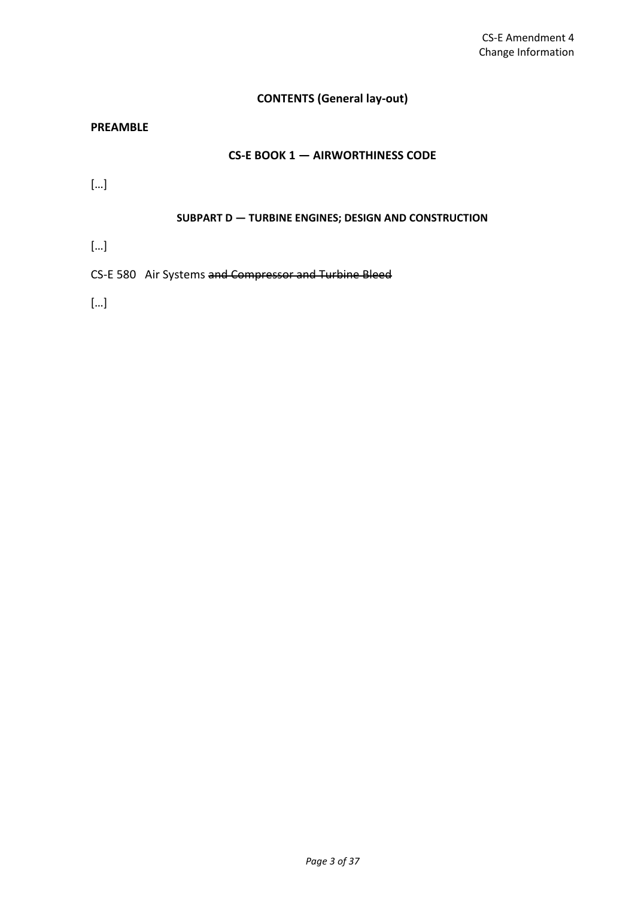## CONTENTS (General lay-out)

**PREAMBLE**

### CS-E BOOK 1 — AIRWORTHINESS CODE

[…]

#### SUBPART D — TURBINE ENGINES; DESIGN AND CONSTRUCTION

[…]

CS-E 580 Air Systems ~~and Compressor and Turbine Bleed~~

[…]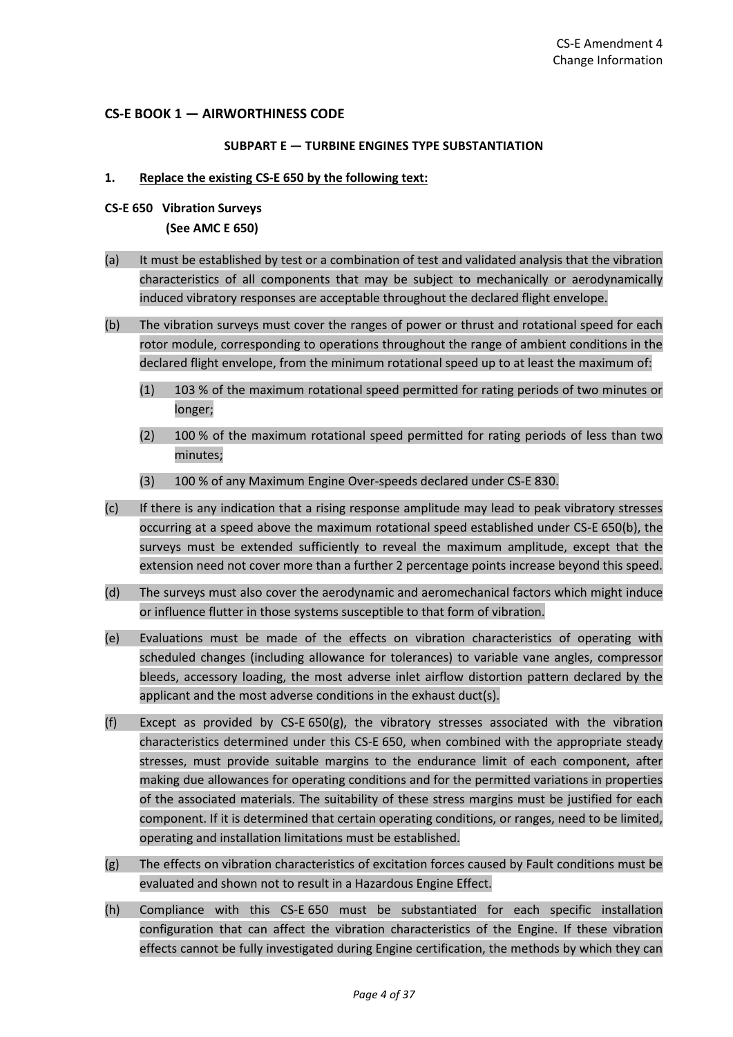## CS-E BOOK 1 — AIRWORTHINESS CODE

### SUBPART E — TURBINE ENGINES TYPE SUBSTANTIATION

1. **Replace the existing CS-E 650 by the following text:**

**CS-E 650 Vibration Surveys**
**(See AMC E 650)**

(a) It must be established by test or a combination of test and validated analysis that the vibration characteristics of all components that may be subject to mechanically or aerodynamically induced vibratory responses are acceptable throughout the declared flight envelope.

(b) The vibration surveys must cover the ranges of power or thrust and rotational speed for each rotor module, corresponding to operations throughout the range of ambient conditions in the declared flight envelope, from the minimum rotational speed up to at least the maximum of:

(1) 103 % of the maximum rotational speed permitted for rating periods of two minutes or longer;

(2) 100 % of the maximum rotational speed permitted for rating periods of less than two minutes;

(3) 100 % of any Maximum Engine Over-speeds declared under CS-E 830.

(c) If there is any indication that a rising response amplitude may lead to peak vibratory stresses occurring at a speed above the maximum rotational speed established under CS-E 650(b), the surveys must be extended sufficiently to reveal the maximum amplitude, except that the extension need not cover more than a further 2 percentage points increase beyond this speed.

(d) The surveys must also cover the aerodynamic and aeromechanical factors which might induce or influence flutter in those systems susceptible to that form of vibration.

(e) Evaluations must be made of the effects on vibration characteristics of operating with scheduled changes (including allowance for tolerances) to variable vane angles, compressor bleeds, accessory loading, the most adverse inlet airflow distortion pattern declared by the applicant and the most adverse conditions in the exhaust duct(s).

(f) Except as provided by CS-E 650(g), the vibratory stresses associated with the vibration characteristics determined under this CS-E 650, when combined with the appropriate steady stresses, must provide suitable margins to the endurance limit of each component, after making due allowances for operating conditions and for the permitted variations in properties of the associated materials. The suitability of these stress margins must be justified for each component. If it is determined that certain operating conditions, or ranges, need to be limited, operating and installation limitations must be established.

(g) The effects on vibration characteristics of excitation forces caused by Fault conditions must be evaluated and shown not to result in a Hazardous Engine Effect.

(h) Compliance with this CS-E 650 must be substantiated for each specific installation configuration that can affect the vibration characteristics of the Engine. If these vibration effects cannot be fully investigated during Engine certification, the methods by which they can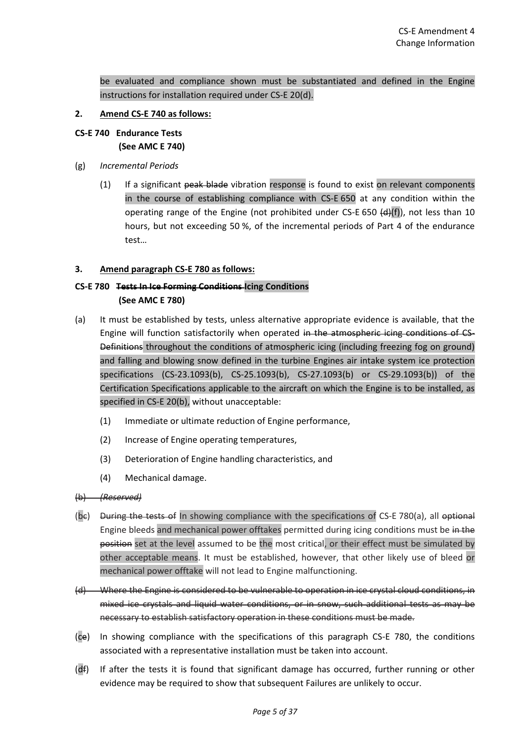be evaluated and compliance shown must be substantiated and defined in the Engine instructions for installation required under CS-E 20(d).

**2. Amend CS-E 740 as follows:**

**CS-E 740 Endurance Tests**
**(See AMC E 740)**

(g) *Incremental Periods*

(1) If a significant ~~peak blade~~ vibration response is found to exist on relevant components in the course of establishing compliance with CS-E 650 at any condition within the operating range of the Engine (not prohibited under CS-E 650 ~~(d)~~(f)), not less than 10 hours, but not exceeding 50 %, of the incremental periods of Part 4 of the endurance test…

**3. Amend paragraph CS-E 780 as follows:**

**CS-E 780 ~~Tests In Ice Forming Conditions~~ Icing Conditions**
**(See AMC E 780)**

(a) It must be established by tests, unless alternative appropriate evidence is available, that the Engine will function satisfactorily when operated ~~in the atmospheric icing conditions of CS-Definitions~~ throughout the conditions of atmospheric icing (including freezing fog on ground) and falling and blowing snow defined in the turbine Engines air intake system ice protection specifications (CS-23.1093(b), CS-25.1093(b), CS-27.1093(b) or CS-29.1093(b)) of the Certification Specifications applicable to the aircraft on which the Engine is to be installed, as specified in CS-E 20(b), without unacceptable:

(1) Immediate or ultimate reduction of Engine performance,

(2) Increase of Engine operating temperatures,

(3) Deterioration of Engine handling characteristics, and

(4) Mechanical damage.

~~(b) *(Reserved)*~~

(b~~c~~) ~~During the tests of~~ In showing compliance with the specifications of CS-E 780(a), all ~~optional~~ Engine bleeds and mechanical power offtakes permitted during icing conditions must be ~~in the position~~ set at the level assumed to be the most critical, or their effect must be simulated by other acceptable means. It must be established, however, that other likely use of bleed or mechanical power offtake will not lead to Engine malfunctioning.

~~(d) Where the Engine is considered to be vulnerable to operation in ice crystal cloud conditions, in mixed ice crystals and liquid water conditions, or in snow, such additional tests as may be necessary to establish satisfactory operation in these conditions must be made.~~

(c~~e~~) In showing compliance with the specifications of this paragraph CS-E 780, the conditions associated with a representative installation must be taken into account.

(d~~f~~) If after the tests it is found that significant damage has occurred, further running or other evidence may be required to show that subsequent Failures are unlikely to occur.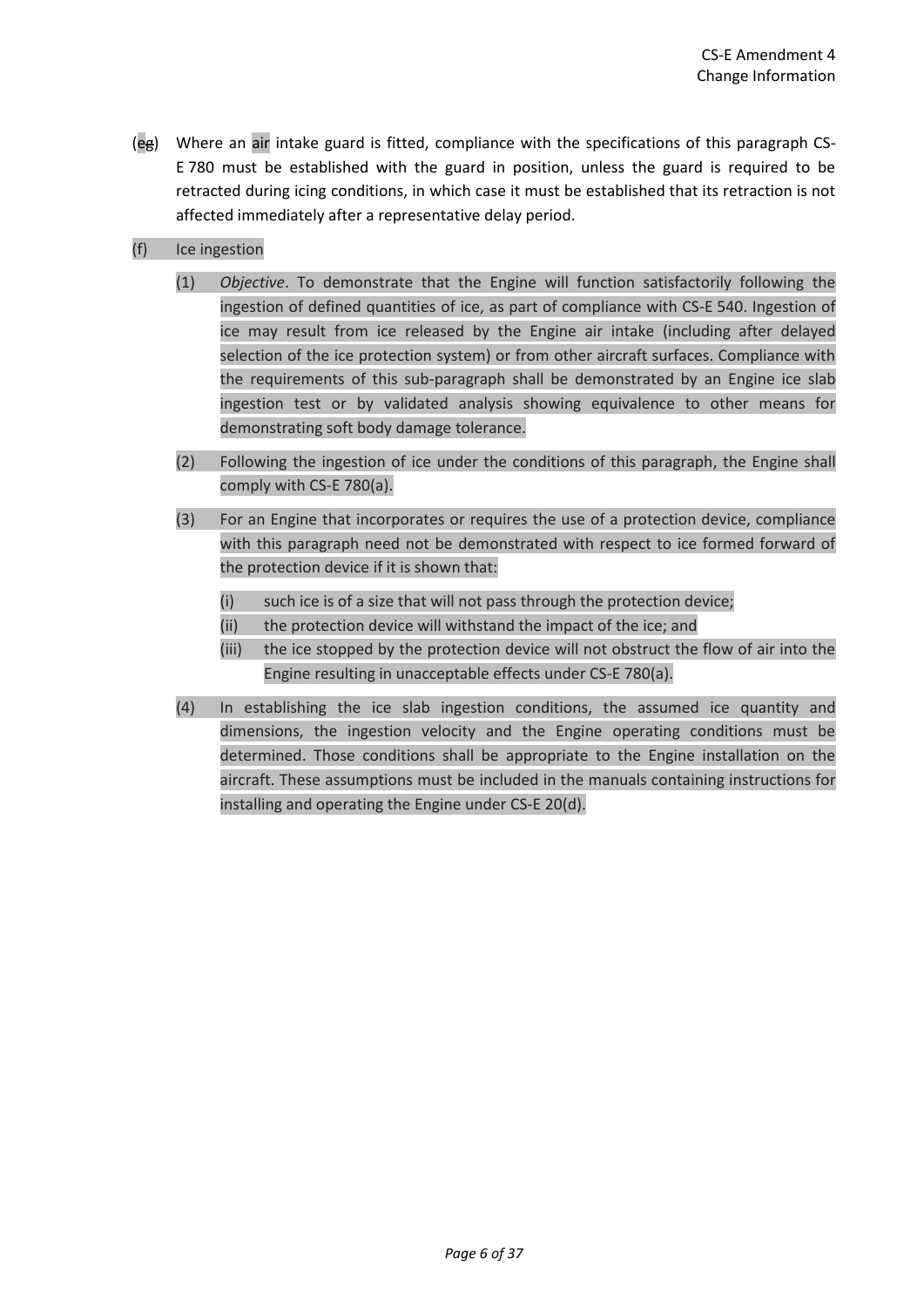(eg) Where an air intake guard is fitted, compliance with the specifications of this paragraph CS-E 780 must be established with the guard in position, unless the guard is required to be retracted during icing conditions, in which case it must be established that its retraction is not affected immediately after a representative delay period.

(f) Ice ingestion

(1) *Objective*. To demonstrate that the Engine will function satisfactorily following the ingestion of defined quantities of ice, as part of compliance with CS-E 540. Ingestion of ice may result from ice released by the Engine air intake (including after delayed selection of the ice protection system) or from other aircraft surfaces. Compliance with the requirements of this sub-paragraph shall be demonstrated by an Engine ice slab ingestion test or by validated analysis showing equivalence to other means for demonstrating soft body damage tolerance.

(2) Following the ingestion of ice under the conditions of this paragraph, the Engine shall comply with CS-E 780(a).

(3) For an Engine that incorporates or requires the use of a protection device, compliance with this paragraph need not be demonstrated with respect to ice formed forward of the protection device if it is shown that:

(i) such ice is of a size that will not pass through the protection device;

(ii) the protection device will withstand the impact of the ice; and

(iii) the ice stopped by the protection device will not obstruct the flow of air into the Engine resulting in unacceptable effects under CS-E 780(a).

(4) In establishing the ice slab ingestion conditions, the assumed ice quantity and dimensions, the ingestion velocity and the Engine operating conditions must be determined. Those conditions shall be appropriate to the Engine installation on the aircraft. These assumptions must be included in the manuals containing instructions for installing and operating the Engine under CS-E 20(d).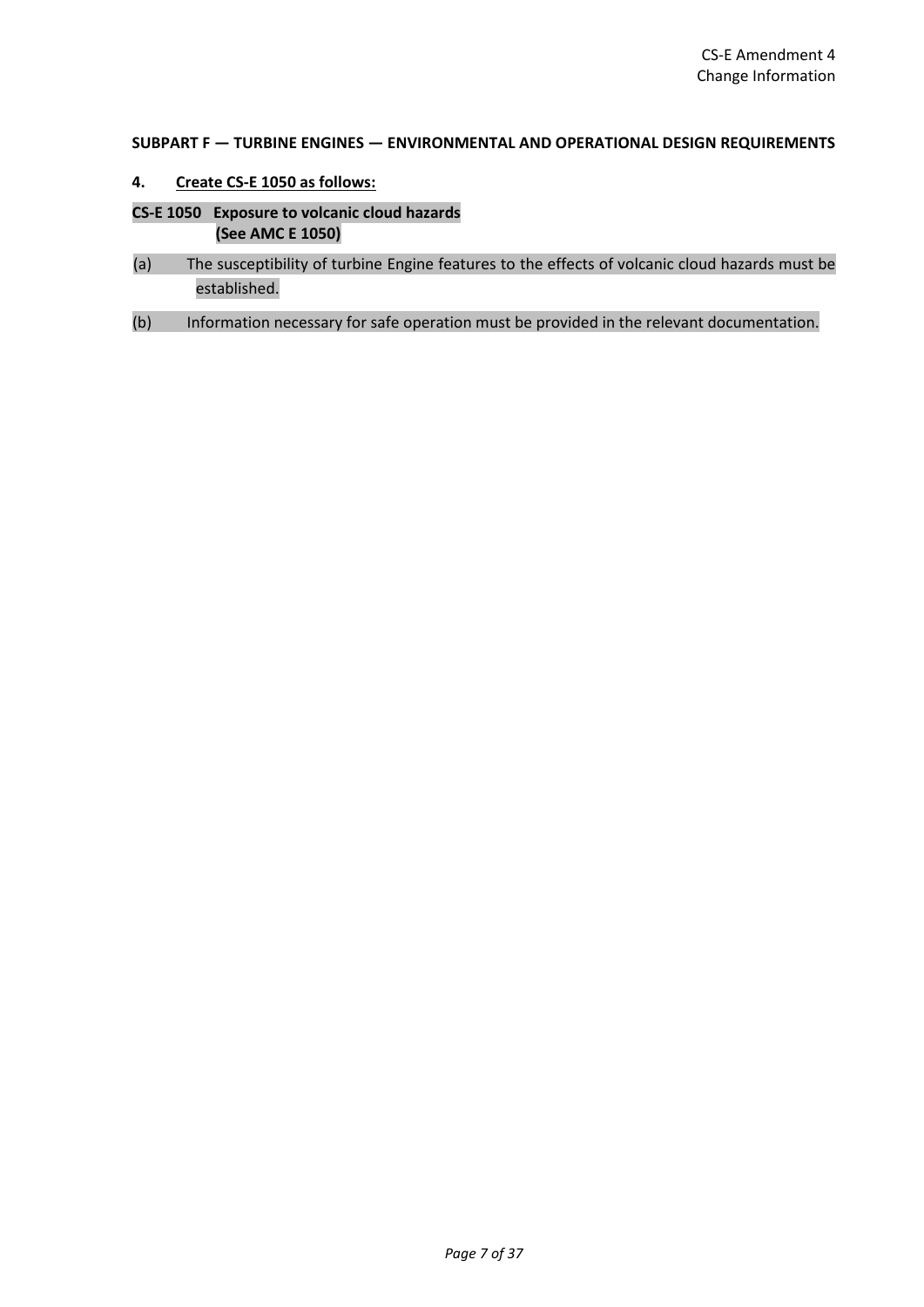**SUBPART F — TURBINE ENGINES — ENVIRONMENTAL AND OPERATIONAL DESIGN REQUIREMENTS**

**4. Create CS-E 1050 as follows:**

**CS-E 1050 Exposure to volcanic cloud hazards**
**(See AMC E 1050)**

(a) The susceptibility of turbine Engine features to the effects of volcanic cloud hazards must be established.

(b) Information necessary for safe operation must be provided in the relevant documentation.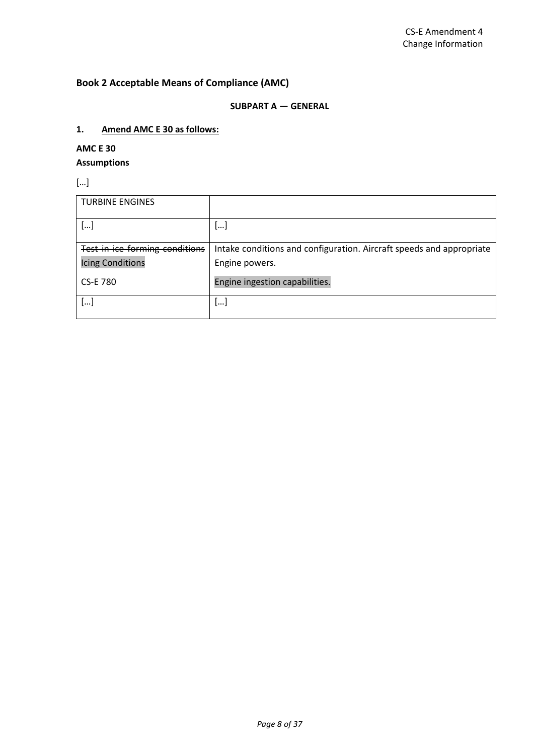**Book 2 Acceptable Means of Compliance (AMC)**

**SUBPART A — GENERAL**

**1. Amend AMC E 30 as follows:**

**AMC E 30**
**Assumptions**

[…]

| TURBINE ENGINES | |
|---|---|
| […] | […] |
| ~~Test in ice forming conditions~~ Icing Conditions<br>CS-E 780 | Intake conditions and configuration. Aircraft speeds and appropriate Engine powers.<br>Engine ingestion capabilities. |
| […] | […] |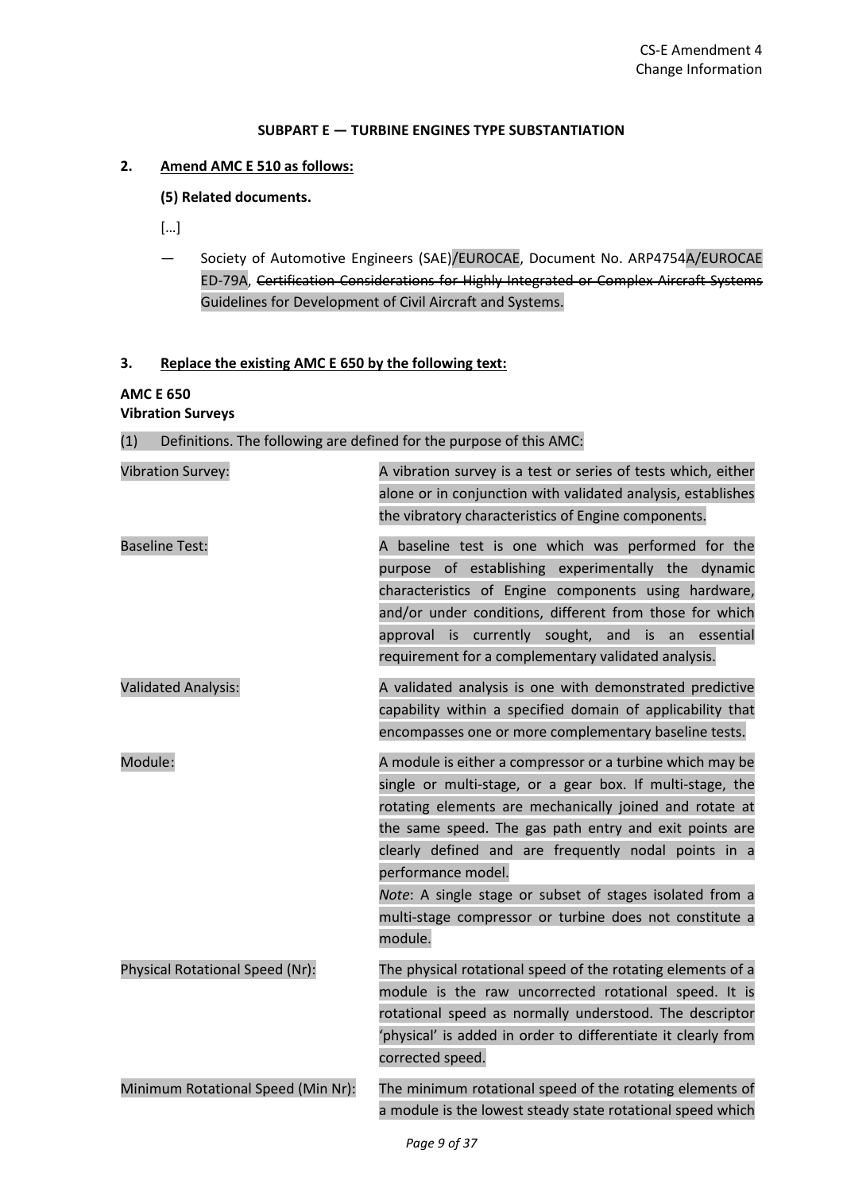**SUBPART E — TURBINE ENGINES TYPE SUBSTANTIATION**

**2. Amend AMC E 510 as follows:**

**(5) Related documents.**

[…]

— Society of Automotive Engineers (SAE)/EUROCAE, Document No. ARP4754A/EUROCAE ED-79A, ~~Certification Considerations for Highly Integrated or Complex Aircraft Systems~~ Guidelines for Development of Civil Aircraft and Systems.

**3. Replace the existing AMC E 650 by the following text:**

**AMC E 650**
**Vibration Surveys**

(1) Definitions. The following are defined for the purpose of this AMC:

Vibration Survey: A vibration survey is a test or series of tests which, either alone or in conjunction with validated analysis, establishes the vibratory characteristics of Engine components.

Baseline Test: A baseline test is one which was performed for the purpose of establishing experimentally the dynamic characteristics of Engine components using hardware, and/or under conditions, different from those for which approval is currently sought, and is an essential requirement for a complementary validated analysis.

Validated Analysis: A validated analysis is one with demonstrated predictive capability within a specified domain of applicability that encompasses one or more complementary baseline tests.

Module: A module is either a compressor or a turbine which may be single or multi-stage, or a gear box. If multi-stage, the rotating elements are mechanically joined and rotate at the same speed. The gas path entry and exit points are clearly defined and are frequently nodal points in a performance model.
*Note*: A single stage or subset of stages isolated from a multi-stage compressor or turbine does not constitute a module.

Physical Rotational Speed (Nr): The physical rotational speed of the rotating elements of a module is the raw uncorrected rotational speed. It is rotational speed as normally understood. The descriptor 'physical' is added in order to differentiate it clearly from corrected speed.

Minimum Rotational Speed (Min Nr): The minimum rotational speed of the rotating elements of a module is the lowest steady state rotational speed which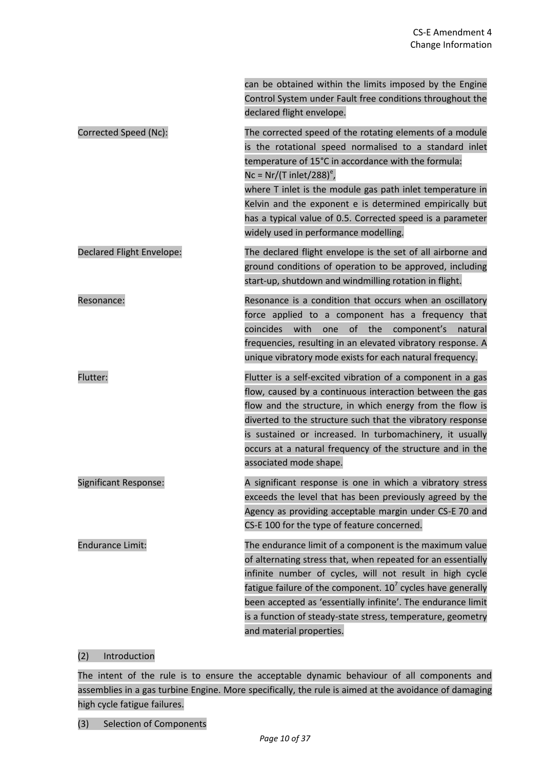can be obtained within the limits imposed by the Engine Control System under Fault free conditions throughout the declared flight envelope.

Corrected Speed (Nc): The corrected speed of the rotating elements of a module is the rotational speed normalised to a standard inlet temperature of 15°C in accordance with the formula:
$Nc = Nr/(T\ inlet/288)^e$,
where T inlet is the module gas path inlet temperature in Kelvin and the exponent e is determined empirically but has a typical value of 0.5. Corrected speed is a parameter widely used in performance modelling.

Declared Flight Envelope: The declared flight envelope is the set of all airborne and ground conditions of operation to be approved, including start-up, shutdown and windmilling rotation in flight.

Resonance: Resonance is a condition that occurs when an oscillatory force applied to a component has a frequency that coincides with one of the component's natural frequencies, resulting in an elevated vibratory response. A unique vibratory mode exists for each natural frequency.

Flutter: Flutter is a self-excited vibration of a component in a gas flow, caused by a continuous interaction between the gas flow and the structure, in which energy from the flow is diverted to the structure such that the vibratory response is sustained or increased. In turbomachinery, it usually occurs at a natural frequency of the structure and in the associated mode shape.

Significant Response: A significant response is one in which a vibratory stress exceeds the level that has been previously agreed by the Agency as providing acceptable margin under CS-E 70 and CS-E 100 for the type of feature concerned.

Endurance Limit: The endurance limit of a component is the maximum value of alternating stress that, when repeated for an essentially infinite number of cycles, will not result in high cycle fatigue failure of the component. $10^7$ cycles have generally been accepted as 'essentially infinite'. The endurance limit is a function of steady-state stress, temperature, geometry and material properties.

(2) Introduction

The intent of the rule is to ensure the acceptable dynamic behaviour of all components and assemblies in a gas turbine Engine. More specifically, the rule is aimed at the avoidance of damaging high cycle fatigue failures.

(3) Selection of Components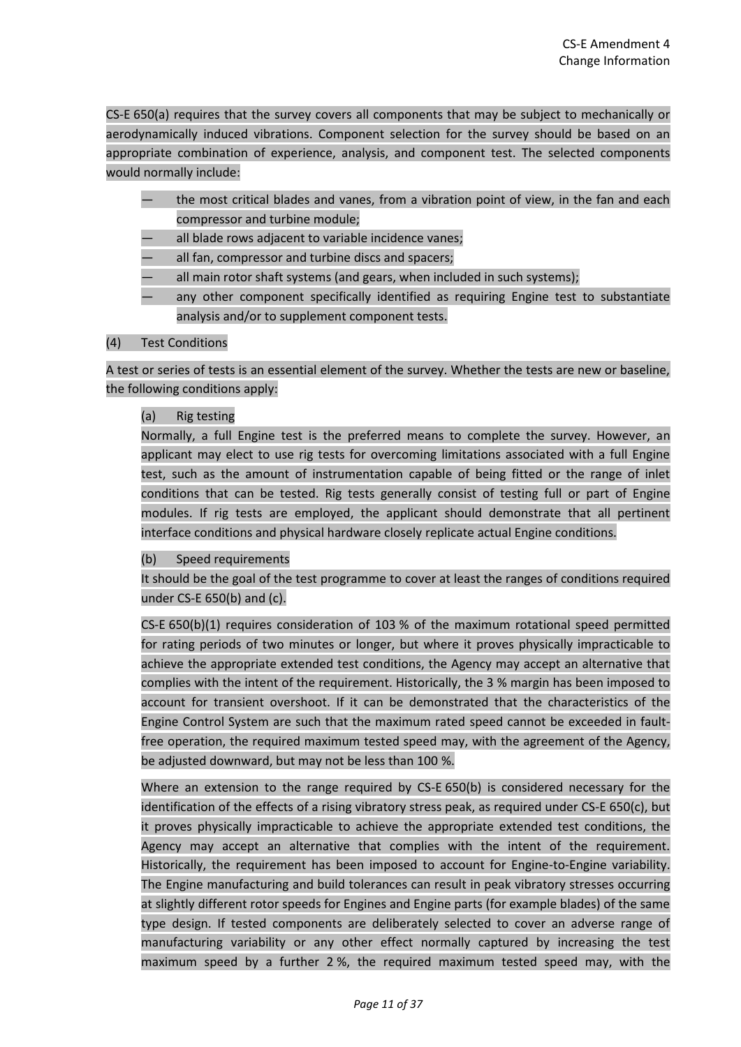CS-E 650(a) requires that the survey covers all components that may be subject to mechanically or aerodynamically induced vibrations. Component selection for the survey should be based on an appropriate combination of experience, analysis, and component test. The selected components would normally include:

— the most critical blades and vanes, from a vibration point of view, in the fan and each compressor and turbine module;
— all blade rows adjacent to variable incidence vanes;
— all fan, compressor and turbine discs and spacers;
— all main rotor shaft systems (and gears, when included in such systems);
— any other component specifically identified as requiring Engine test to substantiate analysis and/or to supplement component tests.

(4) Test Conditions

A test or series of tests is an essential element of the survey. Whether the tests are new or baseline, the following conditions apply:

(a) Rig testing

Normally, a full Engine test is the preferred means to complete the survey. However, an applicant may elect to use rig tests for overcoming limitations associated with a full Engine test, such as the amount of instrumentation capable of being fitted or the range of inlet conditions that can be tested. Rig tests generally consist of testing full or part of Engine modules. If rig tests are employed, the applicant should demonstrate that all pertinent interface conditions and physical hardware closely replicate actual Engine conditions.

(b) Speed requirements

It should be the goal of the test programme to cover at least the ranges of conditions required under CS-E 650(b) and (c).

CS-E 650(b)(1) requires consideration of 103 % of the maximum rotational speed permitted for rating periods of two minutes or longer, but where it proves physically impracticable to achieve the appropriate extended test conditions, the Agency may accept an alternative that complies with the intent of the requirement. Historically, the 3 % margin has been imposed to account for transient overshoot. If it can be demonstrated that the characteristics of the Engine Control System are such that the maximum rated speed cannot be exceeded in fault-free operation, the required maximum tested speed may, with the agreement of the Agency, be adjusted downward, but may not be less than 100 %.

Where an extension to the range required by CS-E 650(b) is considered necessary for the identification of the effects of a rising vibratory stress peak, as required under CS-E 650(c), but it proves physically impracticable to achieve the appropriate extended test conditions, the Agency may accept an alternative that complies with the intent of the requirement. Historically, the requirement has been imposed to account for Engine-to-Engine variability. The Engine manufacturing and build tolerances can result in peak vibratory stresses occurring at slightly different rotor speeds for Engines and Engine parts (for example blades) of the same type design. If tested components are deliberately selected to cover an adverse range of manufacturing variability or any other effect normally captured by increasing the test maximum speed by a further 2 %, the required maximum tested speed may, with the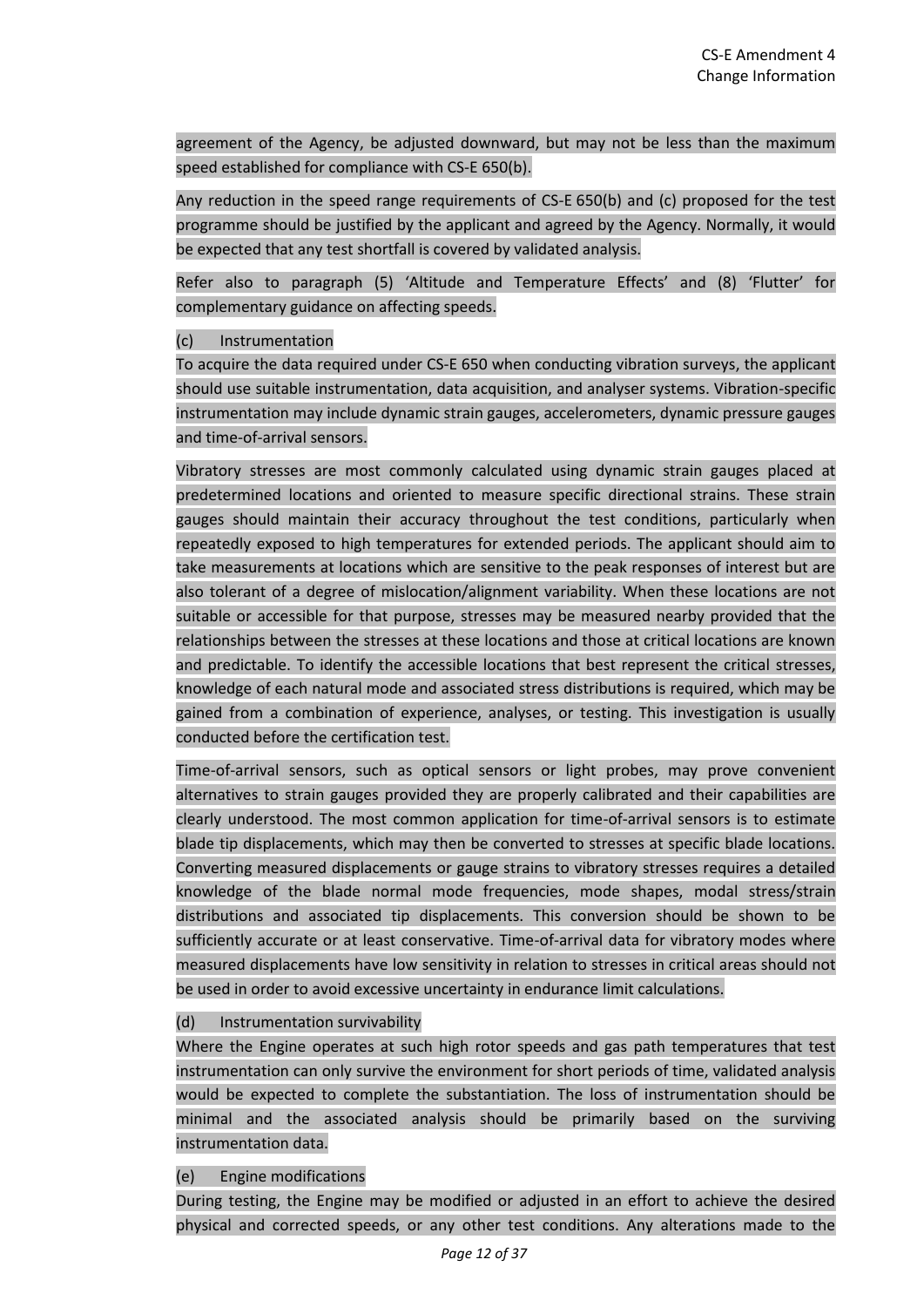agreement of the Agency, be adjusted downward, but may not be less than the maximum speed established for compliance with CS-E 650(b).

Any reduction in the speed range requirements of CS-E 650(b) and (c) proposed for the test programme should be justified by the applicant and agreed by the Agency. Normally, it would be expected that any test shortfall is covered by validated analysis.

Refer also to paragraph (5) 'Altitude and Temperature Effects' and (8) 'Flutter' for complementary guidance on affecting speeds.

(c) Instrumentation

To acquire the data required under CS-E 650 when conducting vibration surveys, the applicant should use suitable instrumentation, data acquisition, and analyser systems. Vibration-specific instrumentation may include dynamic strain gauges, accelerometers, dynamic pressure gauges and time-of-arrival sensors.

Vibratory stresses are most commonly calculated using dynamic strain gauges placed at predetermined locations and oriented to measure specific directional strains. These strain gauges should maintain their accuracy throughout the test conditions, particularly when repeatedly exposed to high temperatures for extended periods. The applicant should aim to take measurements at locations which are sensitive to the peak responses of interest but are also tolerant of a degree of mislocation/alignment variability. When these locations are not suitable or accessible for that purpose, stresses may be measured nearby provided that the relationships between the stresses at these locations and those at critical locations are known and predictable. To identify the accessible locations that best represent the critical stresses, knowledge of each natural mode and associated stress distributions is required, which may be gained from a combination of experience, analyses, or testing. This investigation is usually conducted before the certification test.

Time-of-arrival sensors, such as optical sensors or light probes, may prove convenient alternatives to strain gauges provided they are properly calibrated and their capabilities are clearly understood. The most common application for time-of-arrival sensors is to estimate blade tip displacements, which may then be converted to stresses at specific blade locations. Converting measured displacements or gauge strains to vibratory stresses requires a detailed knowledge of the blade normal mode frequencies, mode shapes, modal stress/strain distributions and associated tip displacements. This conversion should be shown to be sufficiently accurate or at least conservative. Time-of-arrival data for vibratory modes where measured displacements have low sensitivity in relation to stresses in critical areas should not be used in order to avoid excessive uncertainty in endurance limit calculations.

(d) Instrumentation survivability

Where the Engine operates at such high rotor speeds and gas path temperatures that test instrumentation can only survive the environment for short periods of time, validated analysis would be expected to complete the substantiation. The loss of instrumentation should be minimal and the associated analysis should be primarily based on the surviving instrumentation data.

(e) Engine modifications

During testing, the Engine may be modified or adjusted in an effort to achieve the desired physical and corrected speeds, or any other test conditions. Any alterations made to the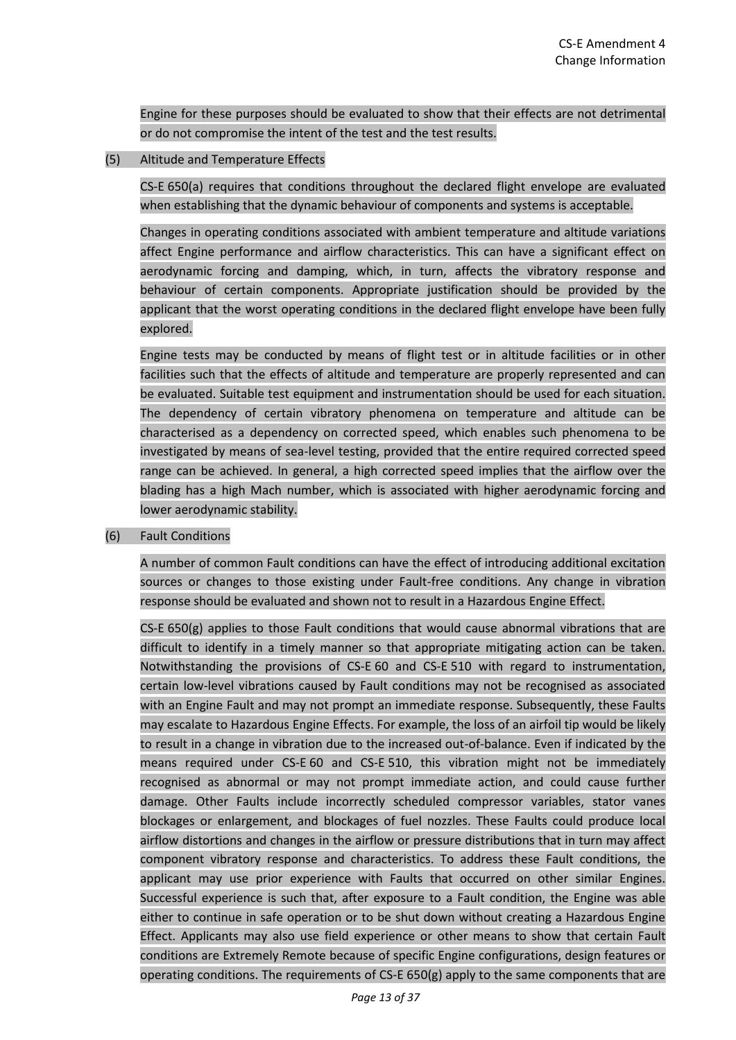Engine for these purposes should be evaluated to show that their effects are not detrimental or do not compromise the intent of the test and the test results.

(5) Altitude and Temperature Effects

CS-E 650(a) requires that conditions throughout the declared flight envelope are evaluated when establishing that the dynamic behaviour of components and systems is acceptable.

Changes in operating conditions associated with ambient temperature and altitude variations affect Engine performance and airflow characteristics. This can have a significant effect on aerodynamic forcing and damping, which, in turn, affects the vibratory response and behaviour of certain components. Appropriate justification should be provided by the applicant that the worst operating conditions in the declared flight envelope have been fully explored.

Engine tests may be conducted by means of flight test or in altitude facilities or in other facilities such that the effects of altitude and temperature are properly represented and can be evaluated. Suitable test equipment and instrumentation should be used for each situation. The dependency of certain vibratory phenomena on temperature and altitude can be characterised as a dependency on corrected speed, which enables such phenomena to be investigated by means of sea-level testing, provided that the entire required corrected speed range can be achieved. In general, a high corrected speed implies that the airflow over the blading has a high Mach number, which is associated with higher aerodynamic forcing and lower aerodynamic stability.

(6) Fault Conditions

A number of common Fault conditions can have the effect of introducing additional excitation sources or changes to those existing under Fault-free conditions. Any change in vibration response should be evaluated and shown not to result in a Hazardous Engine Effect.

CS-E 650(g) applies to those Fault conditions that would cause abnormal vibrations that are difficult to identify in a timely manner so that appropriate mitigating action can be taken. Notwithstanding the provisions of CS-E 60 and CS-E 510 with regard to instrumentation, certain low-level vibrations caused by Fault conditions may not be recognised as associated with an Engine Fault and may not prompt an immediate response. Subsequently, these Faults may escalate to Hazardous Engine Effects. For example, the loss of an airfoil tip would be likely to result in a change in vibration due to the increased out-of-balance. Even if indicated by the means required under CS-E 60 and CS-E 510, this vibration might not be immediately recognised as abnormal or may not prompt immediate action, and could cause further damage. Other Faults include incorrectly scheduled compressor variables, stator vanes blockages or enlargement, and blockages of fuel nozzles. These Faults could produce local airflow distortions and changes in the airflow or pressure distributions that in turn may affect component vibratory response and characteristics. To address these Fault conditions, the applicant may use prior experience with Faults that occurred on other similar Engines. Successful experience is such that, after exposure to a Fault condition, the Engine was able either to continue in safe operation or to be shut down without creating a Hazardous Engine Effect. Applicants may also use field experience or other means to show that certain Fault conditions are Extremely Remote because of specific Engine configurations, design features or operating conditions. The requirements of CS-E 650(g) apply to the same components that are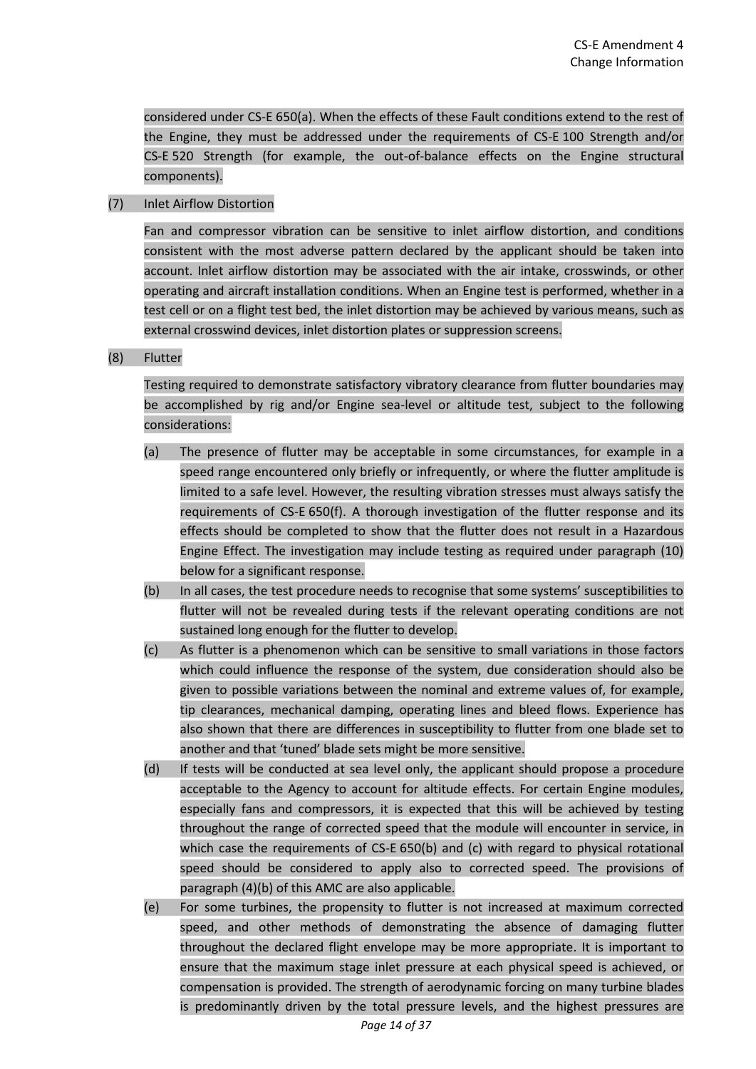considered under CS-E 650(a). When the effects of these Fault conditions extend to the rest of the Engine, they must be addressed under the requirements of CS-E 100 Strength and/or CS-E 520 Strength (for example, the out-of-balance effects on the Engine structural components).

(7) Inlet Airflow Distortion

Fan and compressor vibration can be sensitive to inlet airflow distortion, and conditions consistent with the most adverse pattern declared by the applicant should be taken into account. Inlet airflow distortion may be associated with the air intake, crosswinds, or other operating and aircraft installation conditions. When an Engine test is performed, whether in a test cell or on a flight test bed, the inlet distortion may be achieved by various means, such as external crosswind devices, inlet distortion plates or suppression screens.

(8) Flutter

Testing required to demonstrate satisfactory vibratory clearance from flutter boundaries may be accomplished by rig and/or Engine sea-level or altitude test, subject to the following considerations:

(a) The presence of flutter may be acceptable in some circumstances, for example in a speed range encountered only briefly or infrequently, or where the flutter amplitude is limited to a safe level. However, the resulting vibration stresses must always satisfy the requirements of CS-E 650(f). A thorough investigation of the flutter response and its effects should be completed to show that the flutter does not result in a Hazardous Engine Effect. The investigation may include testing as required under paragraph (10) below for a significant response.

(b) In all cases, the test procedure needs to recognise that some systems' susceptibilities to flutter will not be revealed during tests if the relevant operating conditions are not sustained long enough for the flutter to develop.

(c) As flutter is a phenomenon which can be sensitive to small variations in those factors which could influence the response of the system, due consideration should also be given to possible variations between the nominal and extreme values of, for example, tip clearances, mechanical damping, operating lines and bleed flows. Experience has also shown that there are differences in susceptibility to flutter from one blade set to another and that 'tuned' blade sets might be more sensitive.

(d) If tests will be conducted at sea level only, the applicant should propose a procedure acceptable to the Agency to account for altitude effects. For certain Engine modules, especially fans and compressors, it is expected that this will be achieved by testing throughout the range of corrected speed that the module will encounter in service, in which case the requirements of CS-E 650(b) and (c) with regard to physical rotational speed should be considered to apply also to corrected speed. The provisions of paragraph (4)(b) of this AMC are also applicable.

(e) For some turbines, the propensity to flutter is not increased at maximum corrected speed, and other methods of demonstrating the absence of damaging flutter throughout the declared flight envelope may be more appropriate. It is important to ensure that the maximum stage inlet pressure at each physical speed is achieved, or compensation is provided. The strength of aerodynamic forcing on many turbine blades is predominantly driven by the total pressure levels, and the highest pressures are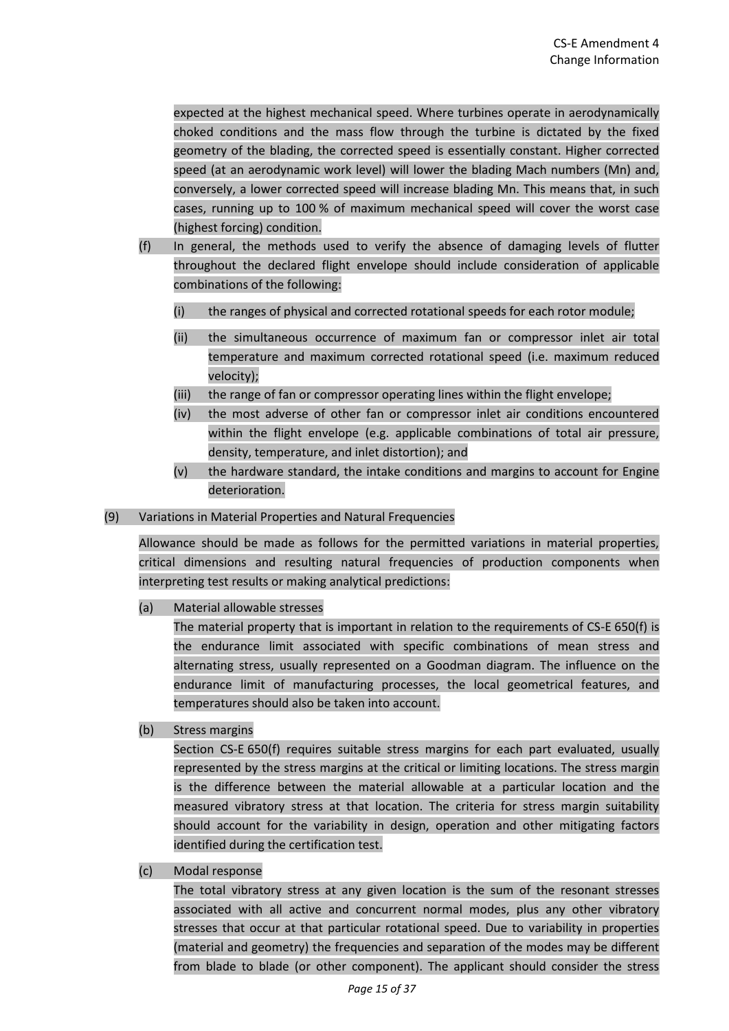expected at the highest mechanical speed. Where turbines operate in aerodynamically choked conditions and the mass flow through the turbine is dictated by the fixed geometry of the blading, the corrected speed is essentially constant. Higher corrected speed (at an aerodynamic work level) will lower the blading Mach numbers (Mn) and, conversely, a lower corrected speed will increase blading Mn. This means that, in such cases, running up to 100 % of maximum mechanical speed will cover the worst case (highest forcing) condition.

(f) In general, the methods used to verify the absence of damaging levels of flutter throughout the declared flight envelope should include consideration of applicable combinations of the following:

(i) the ranges of physical and corrected rotational speeds for each rotor module;

(ii) the simultaneous occurrence of maximum fan or compressor inlet air total temperature and maximum corrected rotational speed (i.e. maximum reduced velocity);

(iii) the range of fan or compressor operating lines within the flight envelope;

(iv) the most adverse of other fan or compressor inlet air conditions encountered within the flight envelope (e.g. applicable combinations of total air pressure, density, temperature, and inlet distortion); and

(v) the hardware standard, the intake conditions and margins to account for Engine deterioration.

(9) Variations in Material Properties and Natural Frequencies

Allowance should be made as follows for the permitted variations in material properties, critical dimensions and resulting natural frequencies of production components when interpreting test results or making analytical predictions:

(a) Material allowable stresses

The material property that is important in relation to the requirements of CS-E 650(f) is the endurance limit associated with specific combinations of mean stress and alternating stress, usually represented on a Goodman diagram. The influence on the endurance limit of manufacturing processes, the local geometrical features, and temperatures should also be taken into account.

(b) Stress margins

Section CS-E 650(f) requires suitable stress margins for each part evaluated, usually represented by the stress margins at the critical or limiting locations. The stress margin is the difference between the material allowable at a particular location and the measured vibratory stress at that location. The criteria for stress margin suitability should account for the variability in design, operation and other mitigating factors identified during the certification test.

(c) Modal response

The total vibratory stress at any given location is the sum of the resonant stresses associated with all active and concurrent normal modes, plus any other vibratory stresses that occur at that particular rotational speed. Due to variability in properties (material and geometry) the frequencies and separation of the modes may be different from blade to blade (or other component). The applicant should consider the stress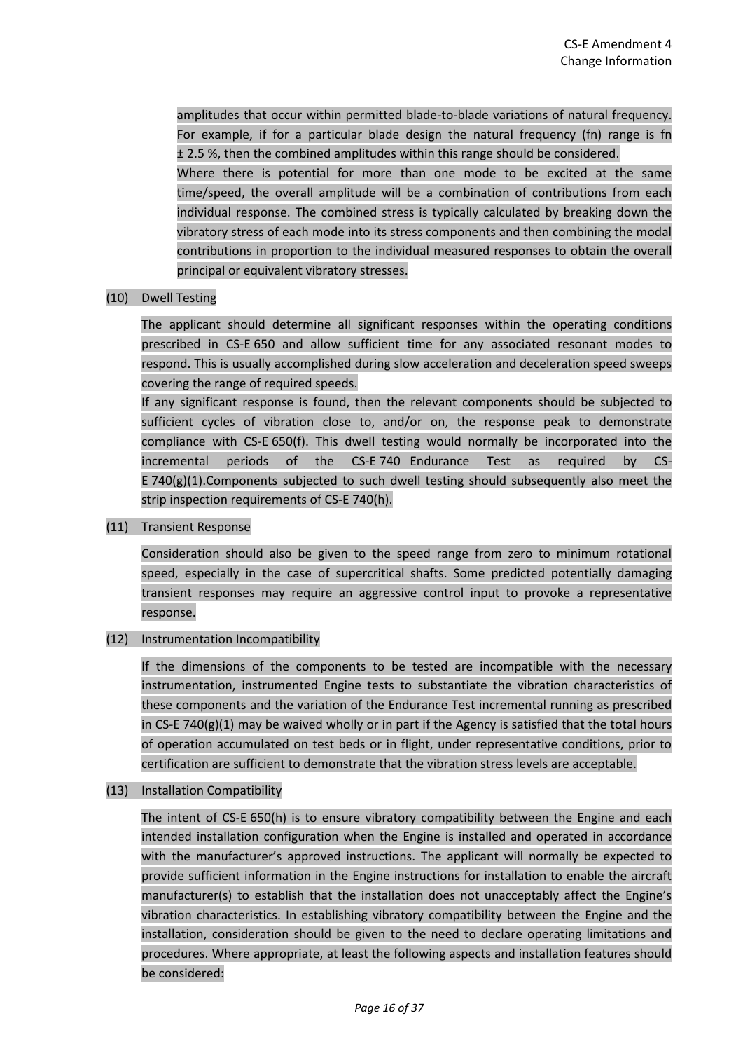amplitudes that occur within permitted blade-to-blade variations of natural frequency. For example, if for a particular blade design the natural frequency (fn) range is fn ± 2.5 %, then the combined amplitudes within this range should be considered.

Where there is potential for more than one mode to be excited at the same time/speed, the overall amplitude will be a combination of contributions from each individual response. The combined stress is typically calculated by breaking down the vibratory stress of each mode into its stress components and then combining the modal contributions in proportion to the individual measured responses to obtain the overall principal or equivalent vibratory stresses.

(10) Dwell Testing

The applicant should determine all significant responses within the operating conditions prescribed in CS-E 650 and allow sufficient time for any associated resonant modes to respond. This is usually accomplished during slow acceleration and deceleration speed sweeps covering the range of required speeds.

If any significant response is found, then the relevant components should be subjected to sufficient cycles of vibration close to, and/or on, the response peak to demonstrate compliance with CS-E 650(f). This dwell testing would normally be incorporated into the incremental periods of the CS-E 740 Endurance Test as required by CS-E 740(g)(1).Components subjected to such dwell testing should subsequently also meet the strip inspection requirements of CS-E 740(h).

(11) Transient Response

Consideration should also be given to the speed range from zero to minimum rotational speed, especially in the case of supercritical shafts. Some predicted potentially damaging transient responses may require an aggressive control input to provoke a representative response.

(12) Instrumentation Incompatibility

If the dimensions of the components to be tested are incompatible with the necessary instrumentation, instrumented Engine tests to substantiate the vibration characteristics of these components and the variation of the Endurance Test incremental running as prescribed in CS-E 740(g)(1) may be waived wholly or in part if the Agency is satisfied that the total hours of operation accumulated on test beds or in flight, under representative conditions, prior to certification are sufficient to demonstrate that the vibration stress levels are acceptable.

(13) Installation Compatibility

The intent of CS-E 650(h) is to ensure vibratory compatibility between the Engine and each intended installation configuration when the Engine is installed and operated in accordance with the manufacturer's approved instructions. The applicant will normally be expected to provide sufficient information in the Engine instructions for installation to enable the aircraft manufacturer(s) to establish that the installation does not unacceptably affect the Engine's vibration characteristics. In establishing vibratory compatibility between the Engine and the installation, consideration should be given to the need to declare operating limitations and procedures. Where appropriate, at least the following aspects and installation features should be considered: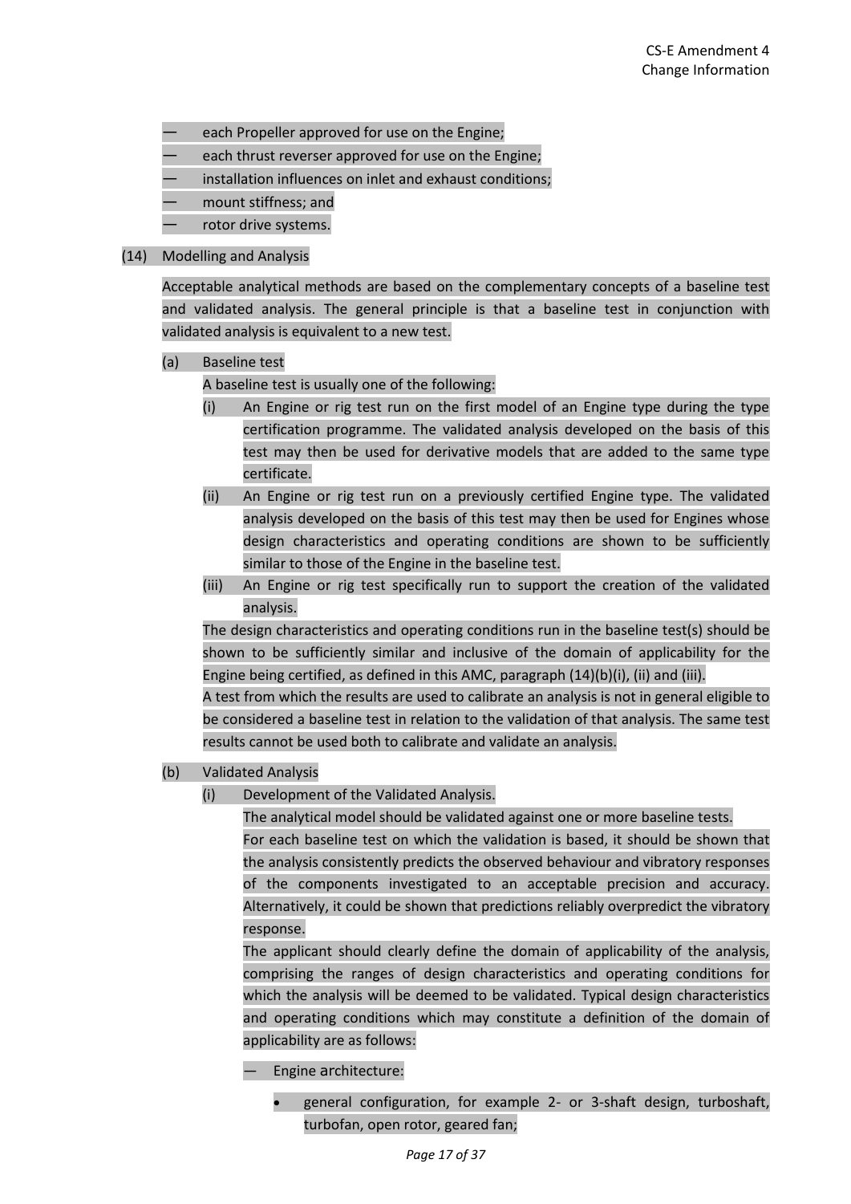— each Propeller approved for use on the Engine;
— each thrust reverser approved for use on the Engine;
— installation influences on inlet and exhaust conditions;
— mount stiffness; and
— rotor drive systems.

(14) Modelling and Analysis

Acceptable analytical methods are based on the complementary concepts of a baseline test and validated analysis. The general principle is that a baseline test in conjunction with validated analysis is equivalent to a new test.

(a) Baseline test

A baseline test is usually one of the following:

(i) An Engine or rig test run on the first model of an Engine type during the type certification programme. The validated analysis developed on the basis of this test may then be used for derivative models that are added to the same type certificate.

(ii) An Engine or rig test run on a previously certified Engine type. The validated analysis developed on the basis of this test may then be used for Engines whose design characteristics and operating conditions are shown to be sufficiently similar to those of the Engine in the baseline test.

(iii) An Engine or rig test specifically run to support the creation of the validated analysis.

The design characteristics and operating conditions run in the baseline test(s) should be shown to be sufficiently similar and inclusive of the domain of applicability for the Engine being certified, as defined in this AMC, paragraph (14)(b)(i), (ii) and (iii).

A test from which the results are used to calibrate an analysis is not in general eligible to be considered a baseline test in relation to the validation of that analysis. The same test results cannot be used both to calibrate and validate an analysis.

(b) Validated Analysis

(i) Development of the Validated Analysis.

The analytical model should be validated against one or more baseline tests.

For each baseline test on which the validation is based, it should be shown that the analysis consistently predicts the observed behaviour and vibratory responses of the components investigated to an acceptable precision and accuracy. Alternatively, it could be shown that predictions reliably overpredict the vibratory response.

The applicant should clearly define the domain of applicability of the analysis, comprising the ranges of design characteristics and operating conditions for which the analysis will be deemed to be validated. Typical design characteristics and operating conditions which may constitute a definition of the domain of applicability are as follows:

— Engine architecture:

- general configuration, for example 2- or 3-shaft design, turboshaft, turbofan, open rotor, geared fan;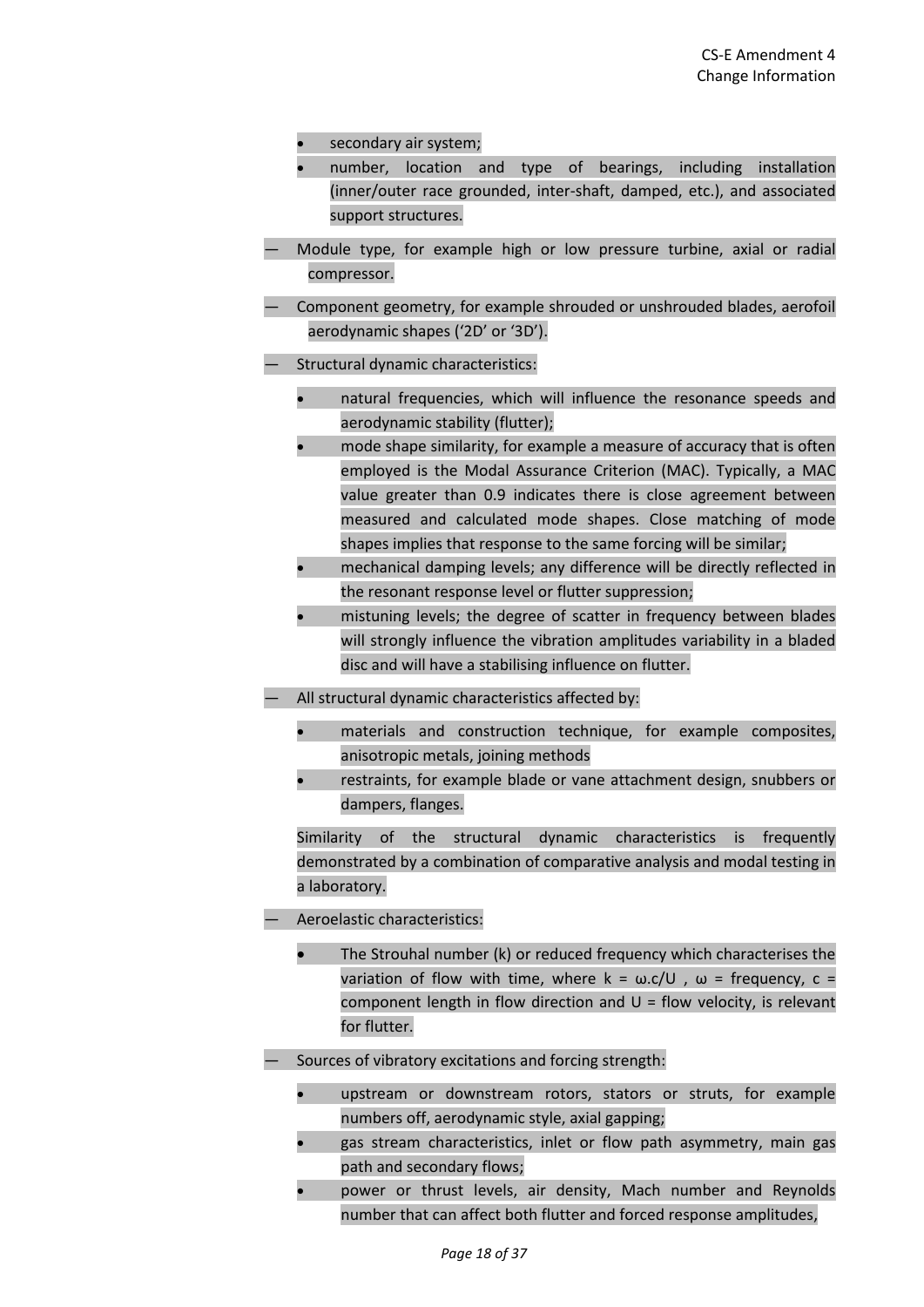- secondary air system;
  - number, location and type of bearings, including installation (inner/outer race grounded, inter-shaft, damped, etc.), and associated support structures.

— Module type, for example high or low pressure turbine, axial or radial compressor.

— Component geometry, for example shrouded or unshrouded blades, aerofoil aerodynamic shapes ('2D' or '3D').

— Structural dynamic characteristics:

  - natural frequencies, which will influence the resonance speeds and aerodynamic stability (flutter);
  - mode shape similarity, for example a measure of accuracy that is often employed is the Modal Assurance Criterion (MAC). Typically, a MAC value greater than 0.9 indicates there is close agreement between measured and calculated mode shapes. Close matching of mode shapes implies that response to the same forcing will be similar;
  - mechanical damping levels; any difference will be directly reflected in the resonant response level or flutter suppression;
  - mistuning levels; the degree of scatter in frequency between blades will strongly influence the vibration amplitudes variability in a bladed disc and will have a stabilising influence on flutter.

— All structural dynamic characteristics affected by:

  - materials and construction technique, for example composites, anisotropic metals, joining methods
  - restraints, for example blade or vane attachment design, snubbers or dampers, flanges.

  Similarity of the structural dynamic characteristics is frequently demonstrated by a combination of comparative analysis and modal testing in a laboratory.

— Aeroelastic characteristics:

  - The Strouhal number (k) or reduced frequency which characterises the variation of flow with time, where $k = \omega.c/U$ , $\omega$ = frequency, $c$ = component length in flow direction and $U$ = flow velocity, is relevant for flutter.

— Sources of vibratory excitations and forcing strength:

  - upstream or downstream rotors, stators or struts, for example numbers off, aerodynamic style, axial gapping;
  - gas stream characteristics, inlet or flow path asymmetry, main gas path and secondary flows;
  - power or thrust levels, air density, Mach number and Reynolds number that can affect both flutter and forced response amplitudes,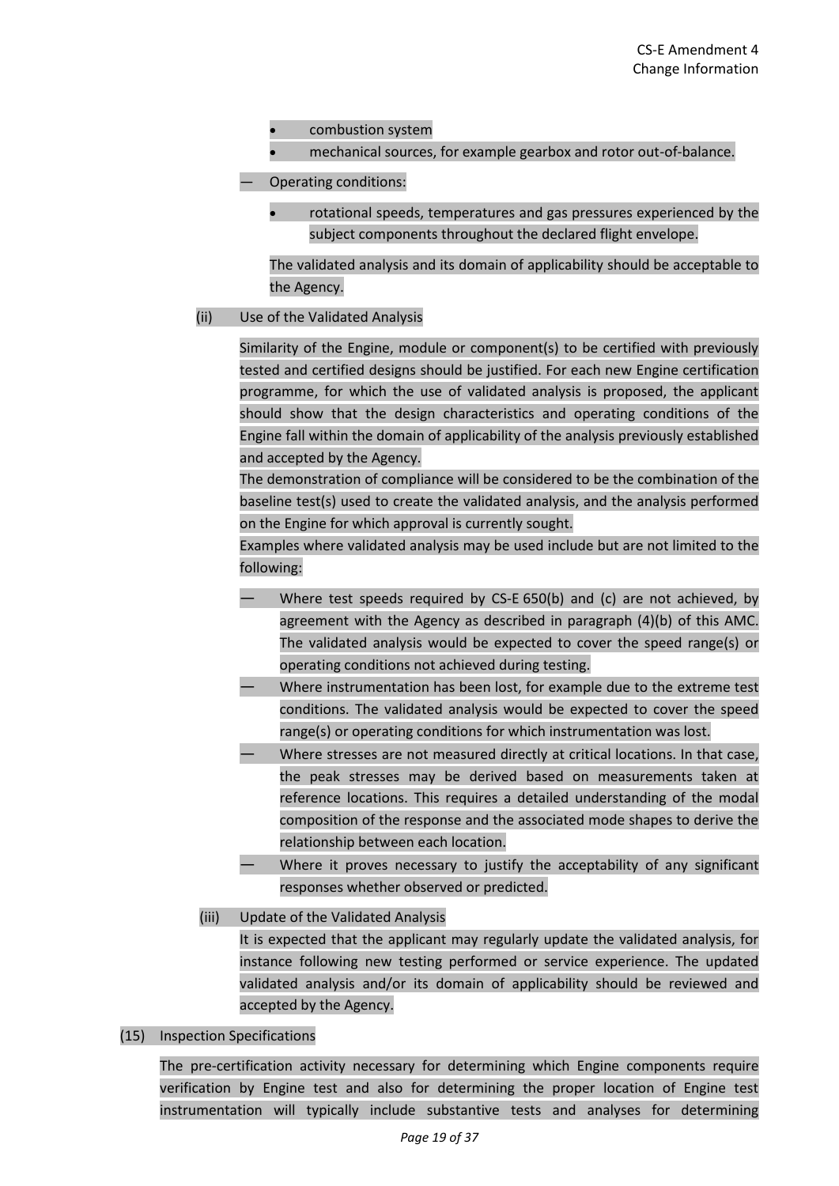- combustion system
- mechanical sources, for example gearbox and rotor out-of-balance.

— Operating conditions:

- rotational speeds, temperatures and gas pressures experienced by the subject components throughout the declared flight envelope.

The validated analysis and its domain of applicability should be acceptable to the Agency.

(ii) Use of the Validated Analysis

Similarity of the Engine, module or component(s) to be certified with previously tested and certified designs should be justified. For each new Engine certification programme, for which the use of validated analysis is proposed, the applicant should show that the design characteristics and operating conditions of the Engine fall within the domain of applicability of the analysis previously established and accepted by the Agency.

The demonstration of compliance will be considered to be the combination of the baseline test(s) used to create the validated analysis, and the analysis performed on the Engine for which approval is currently sought.

Examples where validated analysis may be used include but are not limited to the following:

— Where test speeds required by CS-E 650(b) and (c) are not achieved, by agreement with the Agency as described in paragraph (4)(b) of this AMC. The validated analysis would be expected to cover the speed range(s) or operating conditions not achieved during testing.

— Where instrumentation has been lost, for example due to the extreme test conditions. The validated analysis would be expected to cover the speed range(s) or operating conditions for which instrumentation was lost.

— Where stresses are not measured directly at critical locations. In that case, the peak stresses may be derived based on measurements taken at reference locations. This requires a detailed understanding of the modal composition of the response and the associated mode shapes to derive the relationship between each location.

— Where it proves necessary to justify the acceptability of any significant responses whether observed or predicted.

(iii) Update of the Validated Analysis

It is expected that the applicant may regularly update the validated analysis, for instance following new testing performed or service experience. The updated validated analysis and/or its domain of applicability should be reviewed and accepted by the Agency.

(15) Inspection Specifications

The pre-certification activity necessary for determining which Engine components require verification by Engine test and also for determining the proper location of Engine test instrumentation will typically include substantive tests and analyses for determining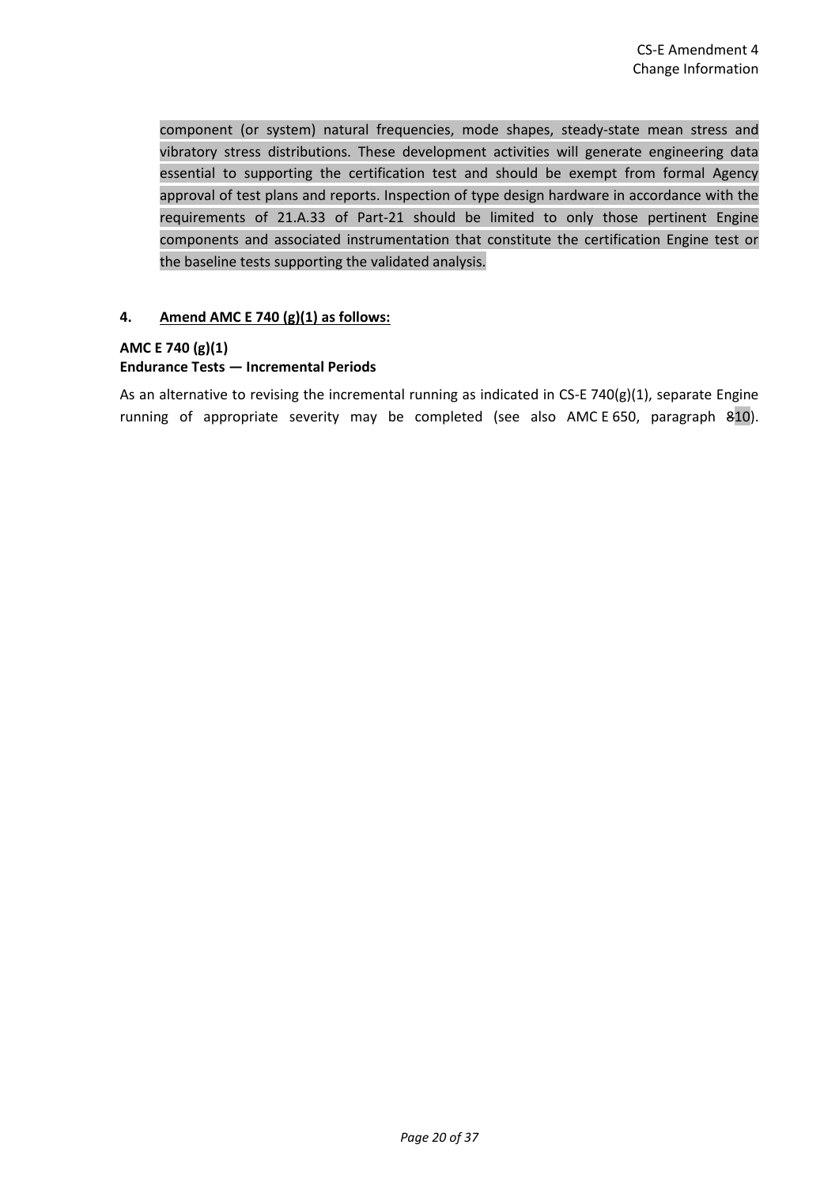component (or system) natural frequencies, mode shapes, steady-state mean stress and vibratory stress distributions. These development activities will generate engineering data essential to supporting the certification test and should be exempt from formal Agency approval of test plans and reports. Inspection of type design hardware in accordance with the requirements of 21.A.33 of Part-21 should be limited to only those pertinent Engine components and associated instrumentation that constitute the certification Engine test or the baseline tests supporting the validated analysis.

**4. <u>Amend AMC E 740 (g)(1) as follows:</u>**

**AMC E 740 (g)(1)**
**Endurance Tests — Incremental Periods**

As an alternative to revising the incremental running as indicated in CS-E 740(g)(1), separate Engine running of appropriate severity may be completed (see also AMC E 650, paragraph ~~8~~10).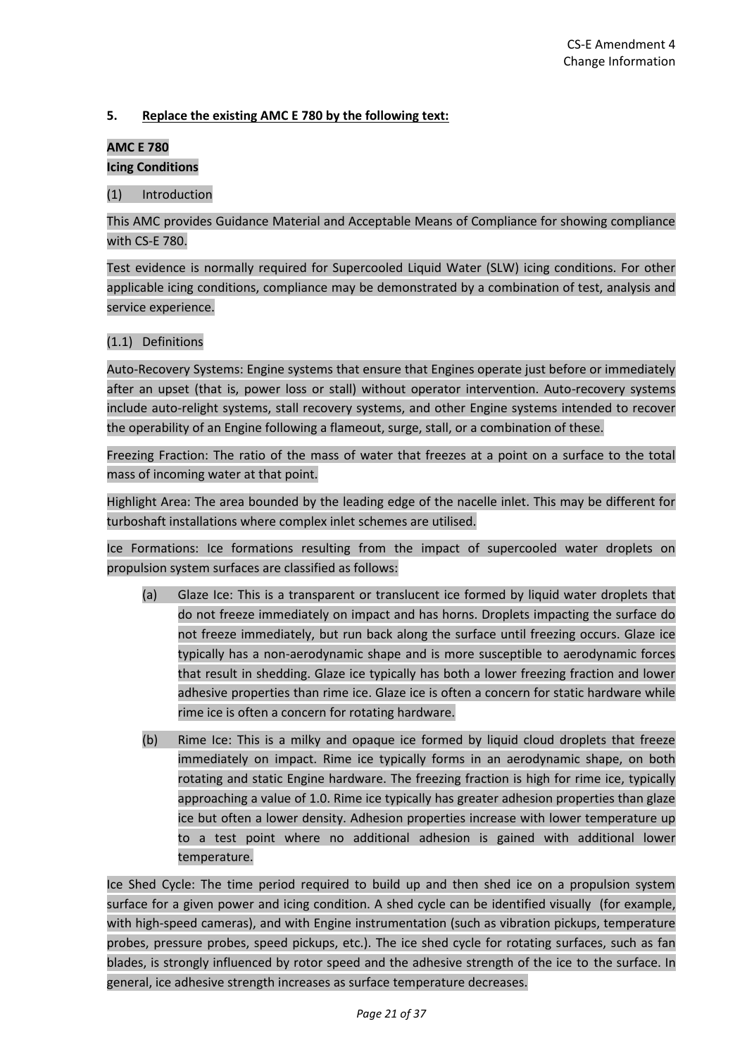**5. Replace the existing AMC E 780 by the following text:**

**AMC E 780**

**Icing Conditions**

(1) Introduction

This AMC provides Guidance Material and Acceptable Means of Compliance for showing compliance with CS-E 780.

Test evidence is normally required for Supercooled Liquid Water (SLW) icing conditions. For other applicable icing conditions, compliance may be demonstrated by a combination of test, analysis and service experience.

(1.1) Definitions

Auto-Recovery Systems: Engine systems that ensure that Engines operate just before or immediately after an upset (that is, power loss or stall) without operator intervention. Auto-recovery systems include auto-relight systems, stall recovery systems, and other Engine systems intended to recover the operability of an Engine following a flameout, surge, stall, or a combination of these.

Freezing Fraction: The ratio of the mass of water that freezes at a point on a surface to the total mass of incoming water at that point.

Highlight Area: The area bounded by the leading edge of the nacelle inlet. This may be different for turboshaft installations where complex inlet schemes are utilised.

Ice Formations: Ice formations resulting from the impact of supercooled water droplets on propulsion system surfaces are classified as follows:

(a) Glaze Ice: This is a transparent or translucent ice formed by liquid water droplets that do not freeze immediately on impact and has horns. Droplets impacting the surface do not freeze immediately, but run back along the surface until freezing occurs. Glaze ice typically has a non-aerodynamic shape and is more susceptible to aerodynamic forces that result in shedding. Glaze ice typically has both a lower freezing fraction and lower adhesive properties than rime ice. Glaze ice is often a concern for static hardware while rime ice is often a concern for rotating hardware.

(b) Rime Ice: This is a milky and opaque ice formed by liquid cloud droplets that freeze immediately on impact. Rime ice typically forms in an aerodynamic shape, on both rotating and static Engine hardware. The freezing fraction is high for rime ice, typically approaching a value of 1.0. Rime ice typically has greater adhesion properties than glaze ice but often a lower density. Adhesion properties increase with lower temperature up to a test point where no additional adhesion is gained with additional lower temperature.

Ice Shed Cycle: The time period required to build up and then shed ice on a propulsion system surface for a given power and icing condition. A shed cycle can be identified visually (for example, with high-speed cameras), and with Engine instrumentation (such as vibration pickups, temperature probes, pressure probes, speed pickups, etc.). The ice shed cycle for rotating surfaces, such as fan blades, is strongly influenced by rotor speed and the adhesive strength of the ice to the surface. In general, ice adhesive strength increases as surface temperature decreases.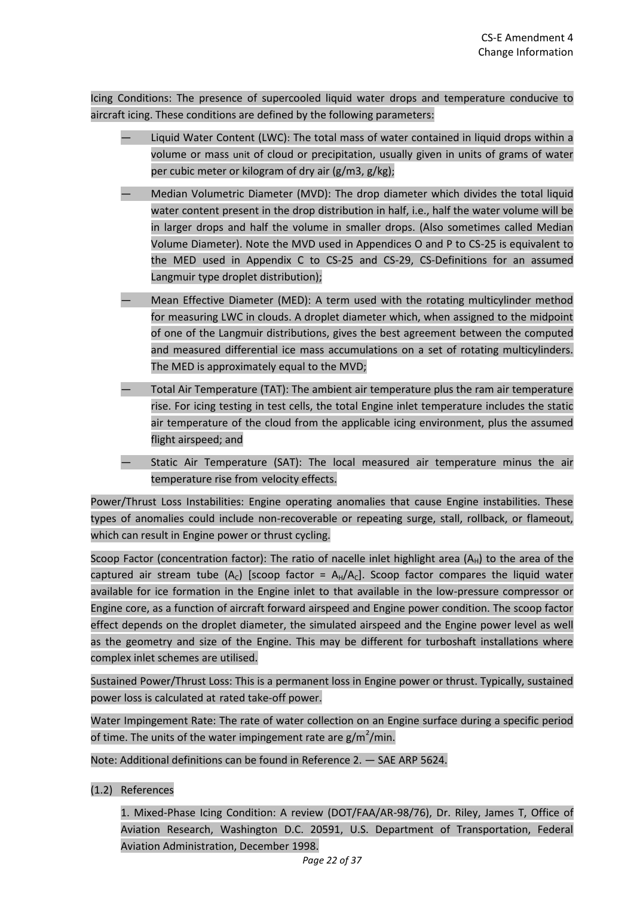Icing Conditions: The presence of supercooled liquid water drops and temperature conducive to aircraft icing. These conditions are defined by the following parameters:

- Liquid Water Content (LWC): The total mass of water contained in liquid drops within a volume or mass unit of cloud or precipitation, usually given in units of grams of water per cubic meter or kilogram of dry air (g/m3, g/kg);
- Median Volumetric Diameter (MVD): The drop diameter which divides the total liquid water content present in the drop distribution in half, i.e., half the water volume will be in larger drops and half the volume in smaller drops. (Also sometimes called Median Volume Diameter). Note the MVD used in Appendices O and P to CS-25 is equivalent to the MED used in Appendix C to CS-25 and CS-29, CS-Definitions for an assumed Langmuir type droplet distribution);
- Mean Effective Diameter (MED): A term used with the rotating multicylinder method for measuring LWC in clouds. A droplet diameter which, when assigned to the midpoint of one of the Langmuir distributions, gives the best agreement between the computed and measured differential ice mass accumulations on a set of rotating multicylinders. The MED is approximately equal to the MVD;
- Total Air Temperature (TAT): The ambient air temperature plus the ram air temperature rise. For icing testing in test cells, the total Engine inlet temperature includes the static air temperature of the cloud from the applicable icing environment, plus the assumed flight airspeed; and
- Static Air Temperature (SAT): The local measured air temperature minus the air temperature rise from velocity effects.

Power/Thrust Loss Instabilities: Engine operating anomalies that cause Engine instabilities. These types of anomalies could include non-recoverable or repeating surge, stall, rollback, or flameout, which can result in Engine power or thrust cycling.

Scoop Factor (concentration factor): The ratio of nacelle inlet highlight area ($A_H$) to the area of the captured air stream tube ($A_C$) [scoop factor = $A_H/A_C$]. Scoop factor compares the liquid water available for ice formation in the Engine inlet to that available in the low-pressure compressor or Engine core, as a function of aircraft forward airspeed and Engine power condition. The scoop factor effect depends on the droplet diameter, the simulated airspeed and the Engine power level as well as the geometry and size of the Engine. This may be different for turboshaft installations where complex inlet schemes are utilised.

Sustained Power/Thrust Loss: This is a permanent loss in Engine power or thrust. Typically, sustained power loss is calculated at rated take-off power.

Water Impingement Rate: The rate of water collection on an Engine surface during a specific period of time. The units of the water impingement rate are $g/m^2/min$.

Note: Additional definitions can be found in Reference 2. — SAE ARP 5624.

(1.2) References

1. Mixed-Phase Icing Condition: A review (DOT/FAA/AR-98/76), Dr. Riley, James T, Office of Aviation Research, Washington D.C. 20591, U.S. Department of Transportation, Federal Aviation Administration, December 1998.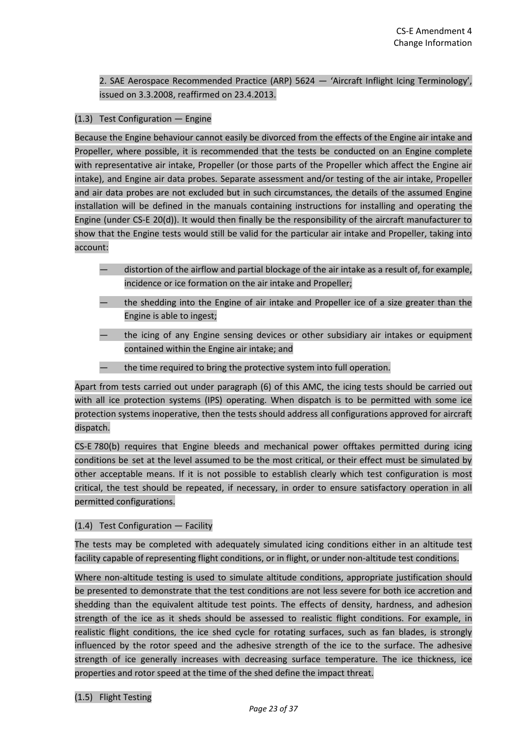2. SAE Aerospace Recommended Practice (ARP) 5624 — 'Aircraft Inflight Icing Terminology', issued on 3.3.2008, reaffirmed on 23.4.2013.

(1.3) Test Configuration — Engine

Because the Engine behaviour cannot easily be divorced from the effects of the Engine air intake and Propeller, where possible, it is recommended that the tests be conducted on an Engine complete with representative air intake, Propeller (or those parts of the Propeller which affect the Engine air intake), and Engine air data probes. Separate assessment and/or testing of the air intake, Propeller and air data probes are not excluded but in such circumstances, the details of the assumed Engine installation will be defined in the manuals containing instructions for installing and operating the Engine (under CS-E 20(d)). It would then finally be the responsibility of the aircraft manufacturer to show that the Engine tests would still be valid for the particular air intake and Propeller, taking into account:

- distortion of the airflow and partial blockage of the air intake as a result of, for example, incidence or ice formation on the air intake and Propeller;
- the shedding into the Engine of air intake and Propeller ice of a size greater than the Engine is able to ingest;
- the icing of any Engine sensing devices or other subsidiary air intakes or equipment contained within the Engine air intake; and
- the time required to bring the protective system into full operation.

Apart from tests carried out under paragraph (6) of this AMC, the icing tests should be carried out with all ice protection systems (IPS) operating. When dispatch is to be permitted with some ice protection systems inoperative, then the tests should address all configurations approved for aircraft dispatch.

CS-E 780(b) requires that Engine bleeds and mechanical power offtakes permitted during icing conditions be set at the level assumed to be the most critical, or their effect must be simulated by other acceptable means. If it is not possible to establish clearly which test configuration is most critical, the test should be repeated, if necessary, in order to ensure satisfactory operation in all permitted configurations.

(1.4) Test Configuration — Facility

The tests may be completed with adequately simulated icing conditions either in an altitude test facility capable of representing flight conditions, or in flight, or under non-altitude test conditions.

Where non-altitude testing is used to simulate altitude conditions, appropriate justification should be presented to demonstrate that the test conditions are not less severe for both ice accretion and shedding than the equivalent altitude test points. The effects of density, hardness, and adhesion strength of the ice as it sheds should be assessed to realistic flight conditions. For example, in realistic flight conditions, the ice shed cycle for rotating surfaces, such as fan blades, is strongly influenced by the rotor speed and the adhesive strength of the ice to the surface. The adhesive strength of ice generally increases with decreasing surface temperature. The ice thickness, ice properties and rotor speed at the time of the shed define the impact threat.

(1.5) Flight Testing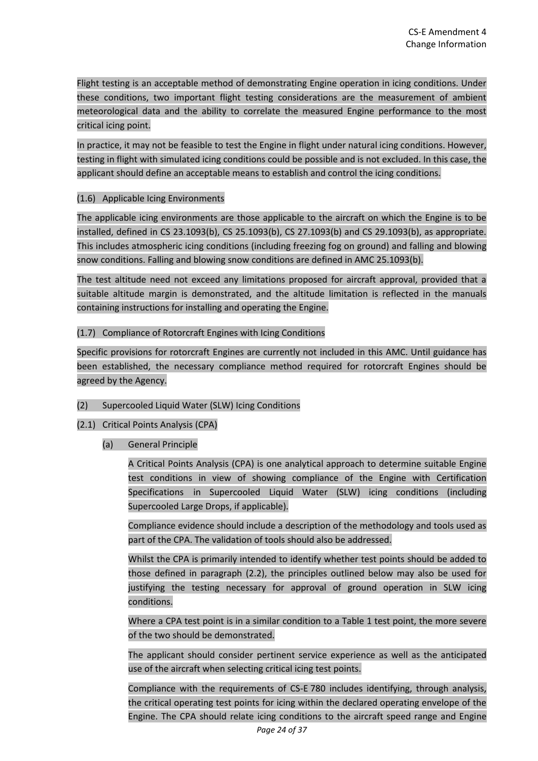Flight testing is an acceptable method of demonstrating Engine operation in icing conditions. Under these conditions, two important flight testing considerations are the measurement of ambient meteorological data and the ability to correlate the measured Engine performance to the most critical icing point.

In practice, it may not be feasible to test the Engine in flight under natural icing conditions. However, testing in flight with simulated icing conditions could be possible and is not excluded. In this case, the applicant should define an acceptable means to establish and control the icing conditions.

(1.6) Applicable Icing Environments

The applicable icing environments are those applicable to the aircraft on which the Engine is to be installed, defined in CS 23.1093(b), CS 25.1093(b), CS 27.1093(b) and CS 29.1093(b), as appropriate. This includes atmospheric icing conditions (including freezing fog on ground) and falling and blowing snow conditions. Falling and blowing snow conditions are defined in AMC 25.1093(b).

The test altitude need not exceed any limitations proposed for aircraft approval, provided that a suitable altitude margin is demonstrated, and the altitude limitation is reflected in the manuals containing instructions for installing and operating the Engine.

(1.7) Compliance of Rotorcraft Engines with Icing Conditions

Specific provisions for rotorcraft Engines are currently not included in this AMC. Until guidance has been established, the necessary compliance method required for rotorcraft Engines should be agreed by the Agency.

(2) Supercooled Liquid Water (SLW) Icing Conditions

(2.1) Critical Points Analysis (CPA)

(a) General Principle

A Critical Points Analysis (CPA) is one analytical approach to determine suitable Engine test conditions in view of showing compliance of the Engine with Certification Specifications in Supercooled Liquid Water (SLW) icing conditions (including Supercooled Large Drops, if applicable).

Compliance evidence should include a description of the methodology and tools used as part of the CPA. The validation of tools should also be addressed.

Whilst the CPA is primarily intended to identify whether test points should be added to those defined in paragraph (2.2), the principles outlined below may also be used for justifying the testing necessary for approval of ground operation in SLW icing conditions.

Where a CPA test point is in a similar condition to a Table 1 test point, the more severe of the two should be demonstrated.

The applicant should consider pertinent service experience as well as the anticipated use of the aircraft when selecting critical icing test points.

Compliance with the requirements of CS-E 780 includes identifying, through analysis, the critical operating test points for icing within the declared operating envelope of the Engine. The CPA should relate icing conditions to the aircraft speed range and Engine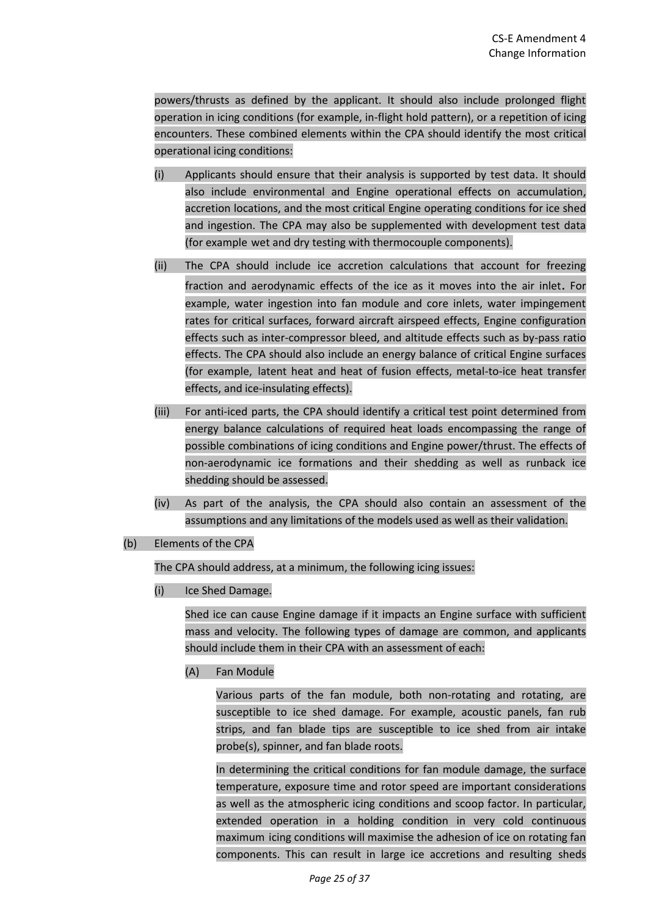powers/thrusts as defined by the applicant. It should also include prolonged flight operation in icing conditions (for example, in-flight hold pattern), or a repetition of icing encounters. These combined elements within the CPA should identify the most critical operational icing conditions:

(i) Applicants should ensure that their analysis is supported by test data. It should also include environmental and Engine operational effects on accumulation, accretion locations, and the most critical Engine operating conditions for ice shed and ingestion. The CPA may also be supplemented with development test data (for example wet and dry testing with thermocouple components).

(ii) The CPA should include ice accretion calculations that account for freezing fraction and aerodynamic effects of the ice as it moves into the air inlet. For example, water ingestion into fan module and core inlets, water impingement rates for critical surfaces, forward aircraft airspeed effects, Engine configuration effects such as inter-compressor bleed, and altitude effects such as by-pass ratio effects. The CPA should also include an energy balance of critical Engine surfaces (for example, latent heat and heat of fusion effects, metal-to-ice heat transfer effects, and ice-insulating effects).

(iii) For anti-iced parts, the CPA should identify a critical test point determined from energy balance calculations of required heat loads encompassing the range of possible combinations of icing conditions and Engine power/thrust. The effects of non-aerodynamic ice formations and their shedding as well as runback ice shedding should be assessed.

(iv) As part of the analysis, the CPA should also contain an assessment of the assumptions and any limitations of the models used as well as their validation.

(b) Elements of the CPA

The CPA should address, at a minimum, the following icing issues:

(i) Ice Shed Damage.

Shed ice can cause Engine damage if it impacts an Engine surface with sufficient mass and velocity. The following types of damage are common, and applicants should include them in their CPA with an assessment of each:

(A) Fan Module

Various parts of the fan module, both non-rotating and rotating, are susceptible to ice shed damage. For example, acoustic panels, fan rub strips, and fan blade tips are susceptible to ice shed from air intake probe(s), spinner, and fan blade roots.

In determining the critical conditions for fan module damage, the surface temperature, exposure time and rotor speed are important considerations as well as the atmospheric icing conditions and scoop factor. In particular, extended operation in a holding condition in very cold continuous maximum icing conditions will maximise the adhesion of ice on rotating fan components. This can result in large ice accretions and resulting sheds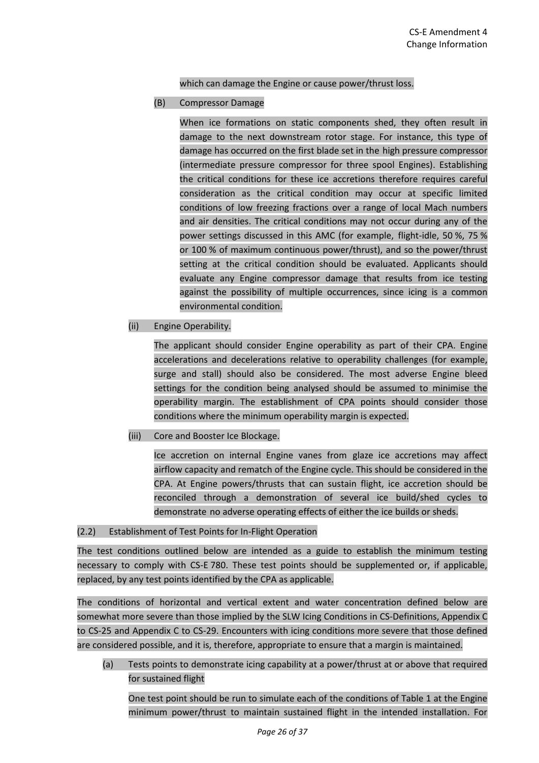which can damage the Engine or cause power/thrust loss.

(B) Compressor Damage

When ice formations on static components shed, they often result in damage to the next downstream rotor stage. For instance, this type of damage has occurred on the first blade set in the high pressure compressor (intermediate pressure compressor for three spool Engines). Establishing the critical conditions for these ice accretions therefore requires careful consideration as the critical condition may occur at specific limited conditions of low freezing fractions over a range of local Mach numbers and air densities. The critical conditions may not occur during any of the power settings discussed in this AMC (for example, flight-idle, 50 %, 75 % or 100 % of maximum continuous power/thrust), and so the power/thrust setting at the critical condition should be evaluated. Applicants should evaluate any Engine compressor damage that results from ice testing against the possibility of multiple occurrences, since icing is a common environmental condition.

(ii) Engine Operability.

The applicant should consider Engine operability as part of their CPA. Engine accelerations and decelerations relative to operability challenges (for example, surge and stall) should also be considered. The most adverse Engine bleed settings for the condition being analysed should be assumed to minimise the operability margin. The establishment of CPA points should consider those conditions where the minimum operability margin is expected.

(iii) Core and Booster Ice Blockage.

Ice accretion on internal Engine vanes from glaze ice accretions may affect airflow capacity and rematch of the Engine cycle. This should be considered in the CPA. At Engine powers/thrusts that can sustain flight, ice accretion should be reconciled through a demonstration of several ice build/shed cycles to demonstrate no adverse operating effects of either the ice builds or sheds.

(2.2) Establishment of Test Points for In-Flight Operation

The test conditions outlined below are intended as a guide to establish the minimum testing necessary to comply with CS-E 780. These test points should be supplemented or, if applicable, replaced, by any test points identified by the CPA as applicable.

The conditions of horizontal and vertical extent and water concentration defined below are somewhat more severe than those implied by the SLW Icing Conditions in CS-Definitions, Appendix C to CS-25 and Appendix C to CS-29. Encounters with icing conditions more severe that those defined are considered possible, and it is, therefore, appropriate to ensure that a margin is maintained.

(a) Tests points to demonstrate icing capability at a power/thrust at or above that required for sustained flight

One test point should be run to simulate each of the conditions of Table 1 at the Engine minimum power/thrust to maintain sustained flight in the intended installation. For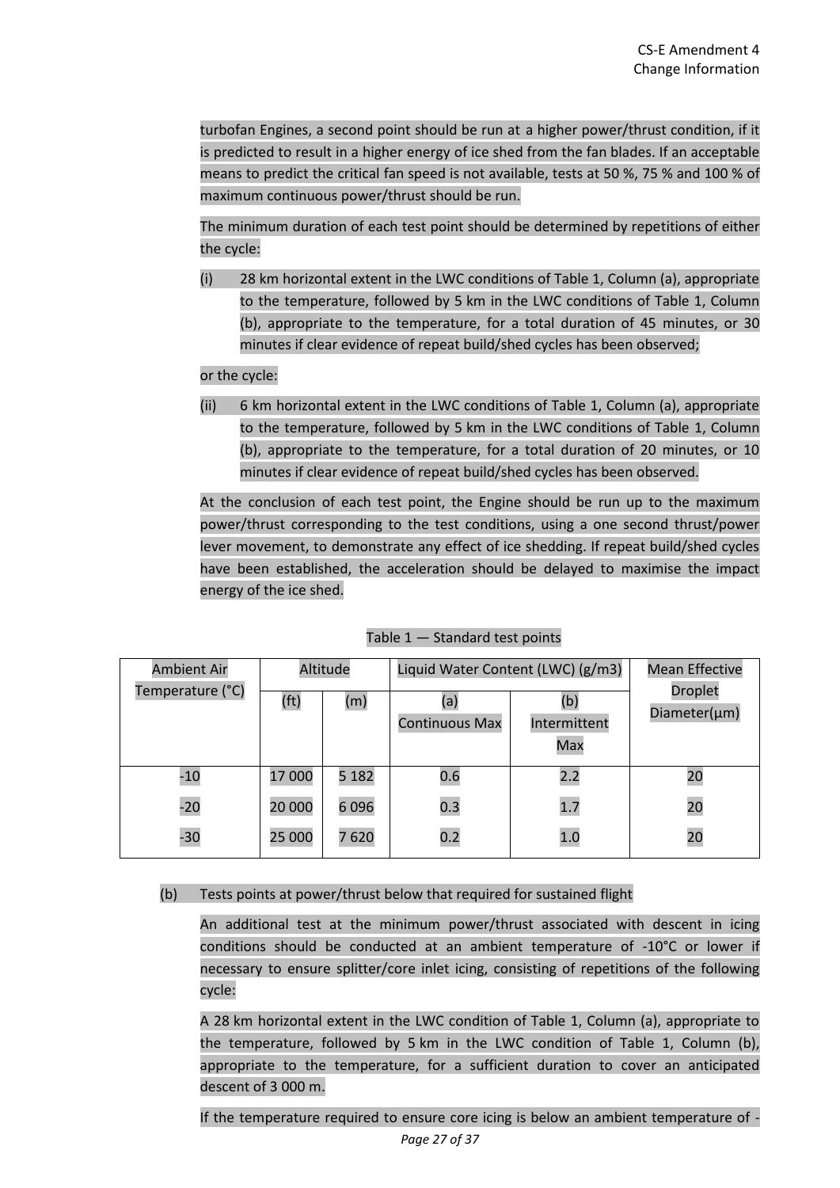turbofan Engines, a second point should be run at a higher power/thrust condition, if it is predicted to result in a higher energy of ice shed from the fan blades. If an acceptable means to predict the critical fan speed is not available, tests at 50 %, 75 % and 100 % of maximum continuous power/thrust should be run.

The minimum duration of each test point should be determined by repetitions of either the cycle:

(i) 28 km horizontal extent in the LWC conditions of Table 1, Column (a), appropriate to the temperature, followed by 5 km in the LWC conditions of Table 1, Column (b), appropriate to the temperature, for a total duration of 45 minutes, or 30 minutes if clear evidence of repeat build/shed cycles has been observed;

or the cycle:

(ii) 6 km horizontal extent in the LWC conditions of Table 1, Column (a), appropriate to the temperature, followed by 5 km in the LWC conditions of Table 1, Column (b), appropriate to the temperature, for a total duration of 20 minutes, or 10 minutes if clear evidence of repeat build/shed cycles has been observed.

At the conclusion of each test point, the Engine should be run up to the maximum power/thrust corresponding to the test conditions, using a one second thrust/power lever movement, to demonstrate any effect of ice shedding. If repeat build/shed cycles have been established, the acceleration should be delayed to maximise the impact energy of the ice shed.

Table 1 — Standard test points

| Ambient Air Temperature (°C) | Altitude | | Liquid Water Content (LWC) (g/m3) | | Mean Effective Droplet Diameter(μm) |
|---|---|---|---|---|---|
| | (ft) | (m) | (a) Continuous Max | (b) Intermittent Max | |
| -10 | 17 000 | 5 182 | 0.6 | 2.2 | 20 |
| -20 | 20 000 | 6 096 | 0.3 | 1.7 | 20 |
| -30 | 25 000 | 7 620 | 0.2 | 1.0 | 20 |

(b) Tests points at power/thrust below that required for sustained flight

An additional test at the minimum power/thrust associated with descent in icing conditions should be conducted at an ambient temperature of -10°C or lower if necessary to ensure splitter/core inlet icing, consisting of repetitions of the following cycle:

A 28 km horizontal extent in the LWC condition of Table 1, Column (a), appropriate to the temperature, followed by 5 km in the LWC condition of Table 1, Column (b), appropriate to the temperature, for a sufficient duration to cover an anticipated descent of 3 000 m.

If the temperature required to ensure core icing is below an ambient temperature of -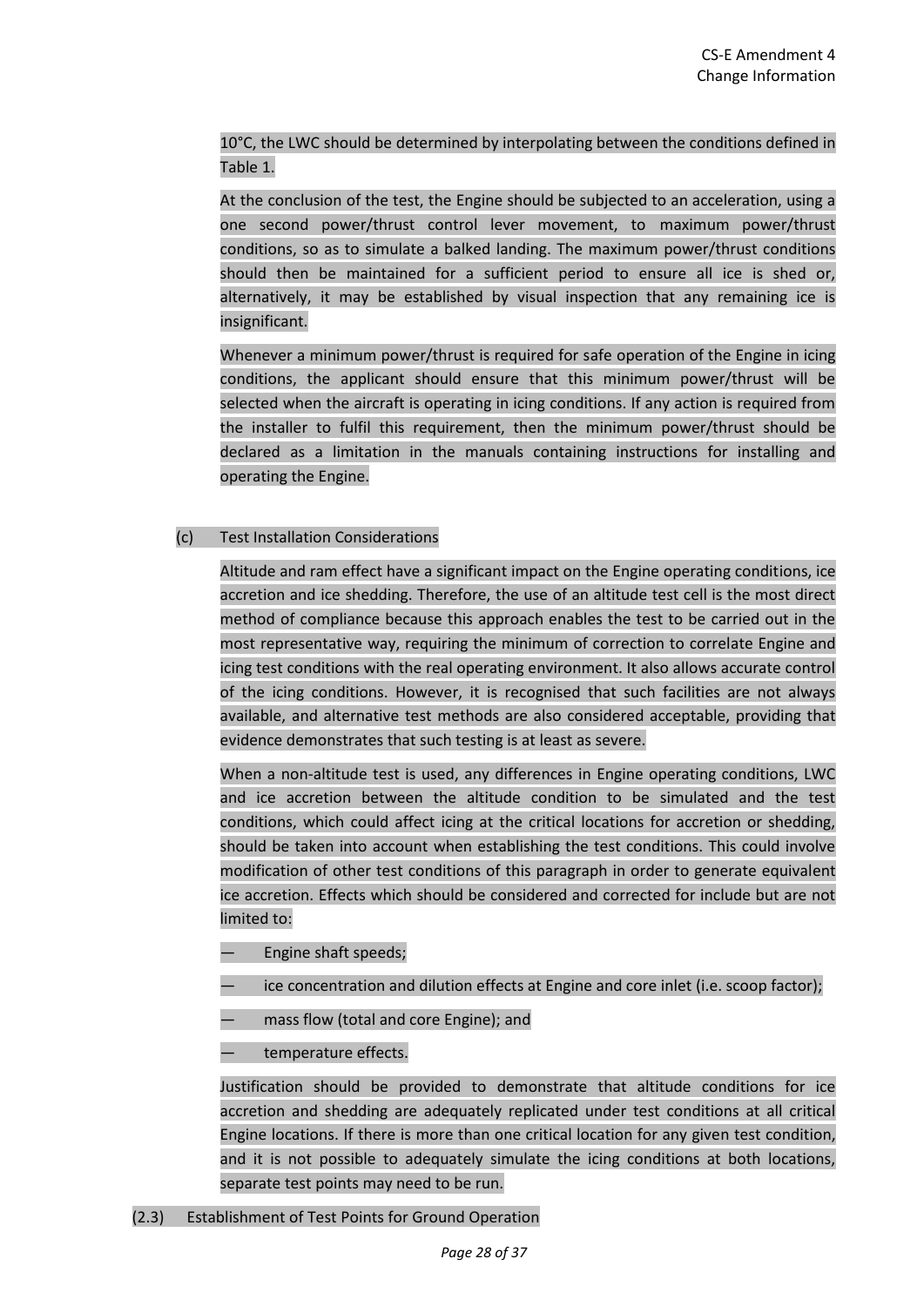10°C, the LWC should be determined by interpolating between the conditions defined in Table 1.

At the conclusion of the test, the Engine should be subjected to an acceleration, using a one second power/thrust control lever movement, to maximum power/thrust conditions, so as to simulate a balked landing. The maximum power/thrust conditions should then be maintained for a sufficient period to ensure all ice is shed or, alternatively, it may be established by visual inspection that any remaining ice is insignificant.

Whenever a minimum power/thrust is required for safe operation of the Engine in icing conditions, the applicant should ensure that this minimum power/thrust will be selected when the aircraft is operating in icing conditions. If any action is required from the installer to fulfil this requirement, then the minimum power/thrust should be declared as a limitation in the manuals containing instructions for installing and operating the Engine.

(c) Test Installation Considerations

Altitude and ram effect have a significant impact on the Engine operating conditions, ice accretion and ice shedding. Therefore, the use of an altitude test cell is the most direct method of compliance because this approach enables the test to be carried out in the most representative way, requiring the minimum of correction to correlate Engine and icing test conditions with the real operating environment. It also allows accurate control of the icing conditions. However, it is recognised that such facilities are not always available, and alternative test methods are also considered acceptable, providing that evidence demonstrates that such testing is at least as severe.

When a non-altitude test is used, any differences in Engine operating conditions, LWC and ice accretion between the altitude condition to be simulated and the test conditions, which could affect icing at the critical locations for accretion or shedding, should be taken into account when establishing the test conditions. This could involve modification of other test conditions of this paragraph in order to generate equivalent ice accretion. Effects which should be considered and corrected for include but are not limited to:

— Engine shaft speeds;

— ice concentration and dilution effects at Engine and core inlet (i.e. scoop factor);

— mass flow (total and core Engine); and

— temperature effects.

Justification should be provided to demonstrate that altitude conditions for ice accretion and shedding are adequately replicated under test conditions at all critical Engine locations. If there is more than one critical location for any given test condition, and it is not possible to adequately simulate the icing conditions at both locations, separate test points may need to be run.

(2.3) Establishment of Test Points for Ground Operation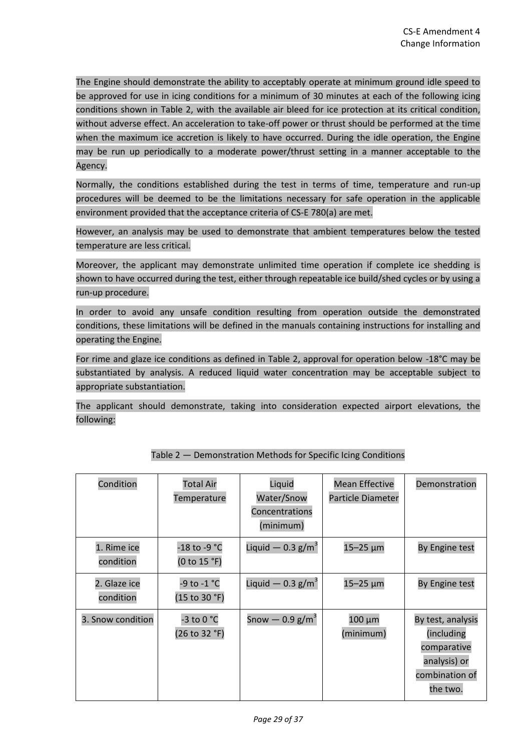The Engine should demonstrate the ability to acceptably operate at minimum ground idle speed to be approved for use in icing conditions for a minimum of 30 minutes at each of the following icing conditions shown in Table 2, with the available air bleed for ice protection at its critical condition, without adverse effect. An acceleration to take-off power or thrust should be performed at the time when the maximum ice accretion is likely to have occurred. During the idle operation, the Engine may be run up periodically to a moderate power/thrust setting in a manner acceptable to the Agency.

Normally, the conditions established during the test in terms of time, temperature and run-up procedures will be deemed to be the limitations necessary for safe operation in the applicable environment provided that the acceptance criteria of CS-E 780(a) are met.

However, an analysis may be used to demonstrate that ambient temperatures below the tested temperature are less critical.

Moreover, the applicant may demonstrate unlimited time operation if complete ice shedding is shown to have occurred during the test, either through repeatable ice build/shed cycles or by using a run-up procedure.

In order to avoid any unsafe condition resulting from operation outside the demonstrated conditions, these limitations will be defined in the manuals containing instructions for installing and operating the Engine.

For rime and glaze ice conditions as defined in Table 2, approval for operation below -18°C may be substantiated by analysis. A reduced liquid water concentration may be acceptable subject to appropriate substantiation.

The applicant should demonstrate, taking into consideration expected airport elevations, the following:

Table 2 — Demonstration Methods for Specific Icing Conditions

| Condition | Total Air Temperature | Liquid Water/Snow Concentrations (minimum) | Mean Effective Particle Diameter | Demonstration |
|---|---|---|---|---|
| 1. Rime ice condition | -18 to -9 °C (0 to 15 °F) | Liquid — 0.3 g/m$^3$ | 15–25 µm | By Engine test |
| 2. Glaze ice condition | -9 to -1 °C (15 to 30 °F) | Liquid — 0.3 g/m$^3$ | 15–25 µm | By Engine test |
| 3. Snow condition | -3 to 0 °C (26 to 32 °F) | Snow — 0.9 g/m$^3$ | 100 µm (minimum) | By test, analysis (including comparative analysis) or combination of the two. |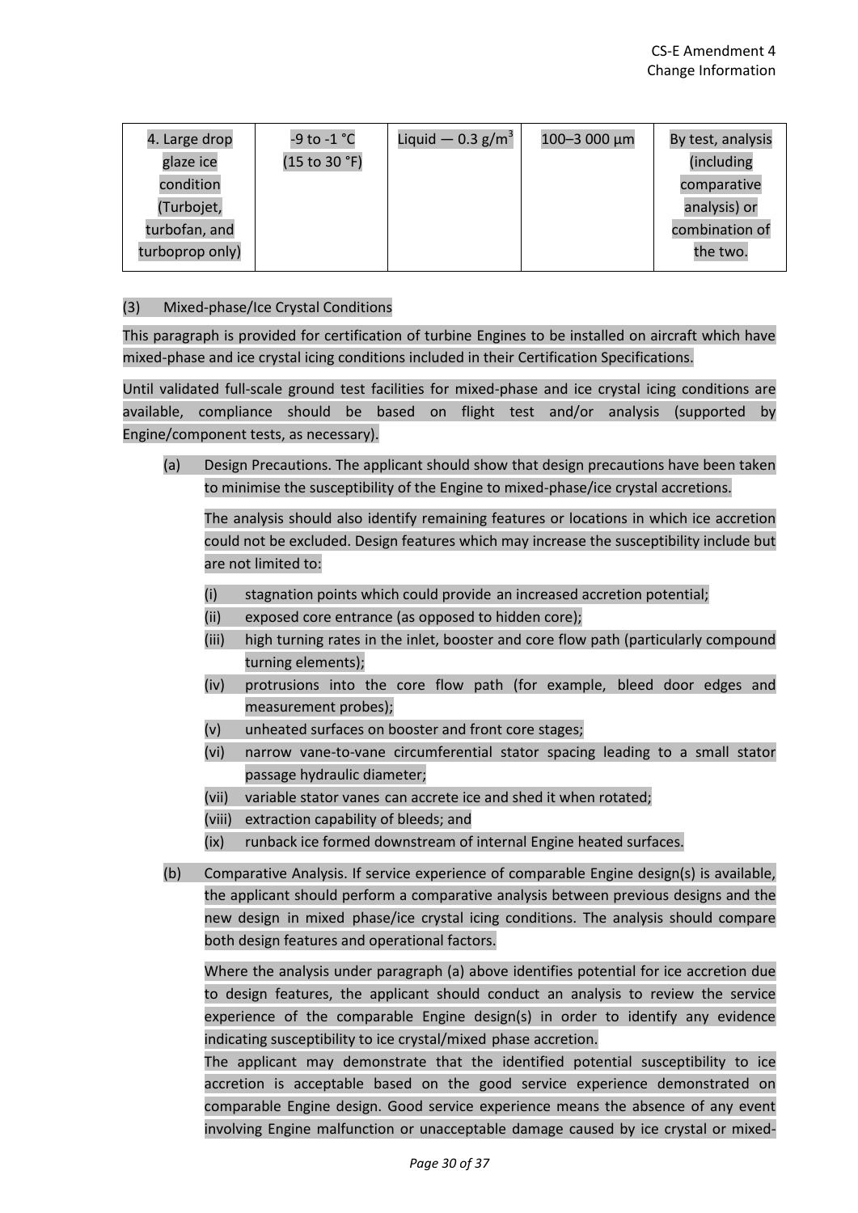| 4. Large drop glaze ice condition (Turbojet, turbofan, and turboprop only) | -9 to -1 °C (15 to 30 °F) | Liquid — 0.3 g/m$^3$ | 100–3 000 µm | By test, analysis (including comparative analysis) or combination of the two. |
|---|---|---|---|---|

(3) Mixed-phase/Ice Crystal Conditions

This paragraph is provided for certification of turbine Engines to be installed on aircraft which have mixed-phase and ice crystal icing conditions included in their Certification Specifications.

Until validated full-scale ground test facilities for mixed-phase and ice crystal icing conditions are available, compliance should be based on flight test and/or analysis (supported by Engine/component tests, as necessary).

(a) Design Precautions. The applicant should show that design precautions have been taken to minimise the susceptibility of the Engine to mixed-phase/ice crystal accretions.

The analysis should also identify remaining features or locations in which ice accretion could not be excluded. Design features which may increase the susceptibility include but are not limited to:

(i) stagnation points which could provide an increased accretion potential;

(ii) exposed core entrance (as opposed to hidden core);

(iii) high turning rates in the inlet, booster and core flow path (particularly compound turning elements);

(iv) protrusions into the core flow path (for example, bleed door edges and measurement probes);

(v) unheated surfaces on booster and front core stages;

(vi) narrow vane-to-vane circumferential stator spacing leading to a small stator passage hydraulic diameter;

(vii) variable stator vanes can accrete ice and shed it when rotated;

(viii) extraction capability of bleeds; and

(ix) runback ice formed downstream of internal Engine heated surfaces.

(b) Comparative Analysis. If service experience of comparable Engine design(s) is available, the applicant should perform a comparative analysis between previous designs and the new design in mixed phase/ice crystal icing conditions. The analysis should compare both design features and operational factors.

Where the analysis under paragraph (a) above identifies potential for ice accretion due to design features, the applicant should conduct an analysis to review the service experience of the comparable Engine design(s) in order to identify any evidence indicating susceptibility to ice crystal/mixed phase accretion.

The applicant may demonstrate that the identified potential susceptibility to ice accretion is acceptable based on the good service experience demonstrated on comparable Engine design. Good service experience means the absence of any event involving Engine malfunction or unacceptable damage caused by ice crystal or mixed-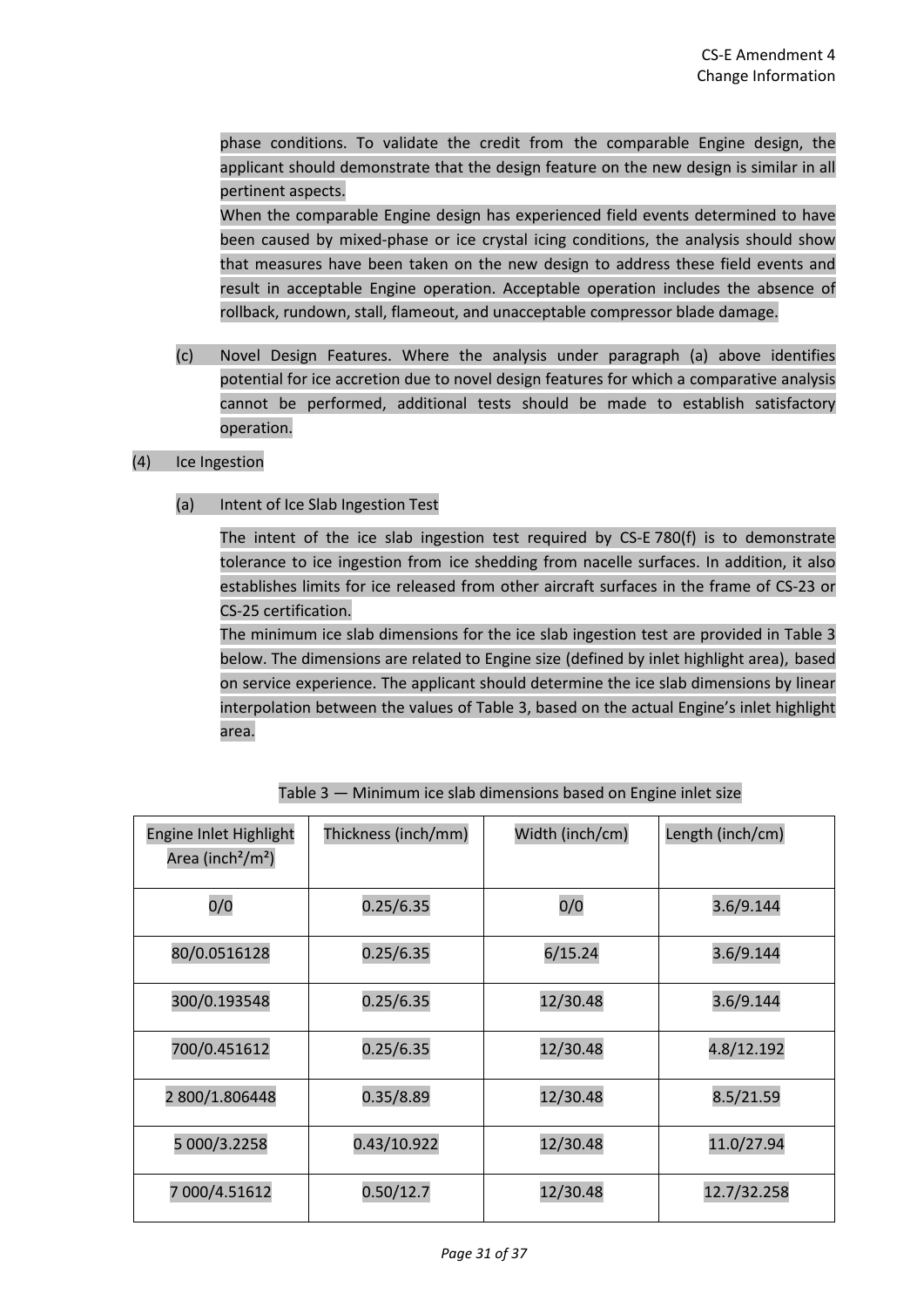phase conditions. To validate the credit from the comparable Engine design, the applicant should demonstrate that the design feature on the new design is similar in all pertinent aspects.

When the comparable Engine design has experienced field events determined to have been caused by mixed-phase or ice crystal icing conditions, the analysis should show that measures have been taken on the new design to address these field events and result in acceptable Engine operation. Acceptable operation includes the absence of rollback, rundown, stall, flameout, and unacceptable compressor blade damage.

(c) Novel Design Features. Where the analysis under paragraph (a) above identifies potential for ice accretion due to novel design features for which a comparative analysis cannot be performed, additional tests should be made to establish satisfactory operation.

(4) Ice Ingestion

(a) Intent of Ice Slab Ingestion Test

The intent of the ice slab ingestion test required by CS-E 780(f) is to demonstrate tolerance to ice ingestion from ice shedding from nacelle surfaces. In addition, it also establishes limits for ice released from other aircraft surfaces in the frame of CS-23 or CS-25 certification.

The minimum ice slab dimensions for the ice slab ingestion test are provided in Table 3 below. The dimensions are related to Engine size (defined by inlet highlight area), based on service experience. The applicant should determine the ice slab dimensions by linear interpolation between the values of Table 3, based on the actual Engine's inlet highlight area.

Table 3 — Minimum ice slab dimensions based on Engine inlet size

| Engine Inlet Highlight Area (inch²/m²) | Thickness (inch/mm) | Width (inch/cm) | Length (inch/cm) |
|---|---|---|---|
| 0/0 | 0.25/6.35 | 0/0 | 3.6/9.144 |
| 80/0.0516128 | 0.25/6.35 | 6/15.24 | 3.6/9.144 |
| 300/0.193548 | 0.25/6.35 | 12/30.48 | 3.6/9.144 |
| 700/0.451612 | 0.25/6.35 | 12/30.48 | 4.8/12.192 |
| 2 800/1.806448 | 0.35/8.89 | 12/30.48 | 8.5/21.59 |
| 5 000/3.2258 | 0.43/10.922 | 12/30.48 | 11.0/27.94 |
| 7 000/4.51612 | 0.50/12.7 | 12/30.48 | 12.7/32.258 |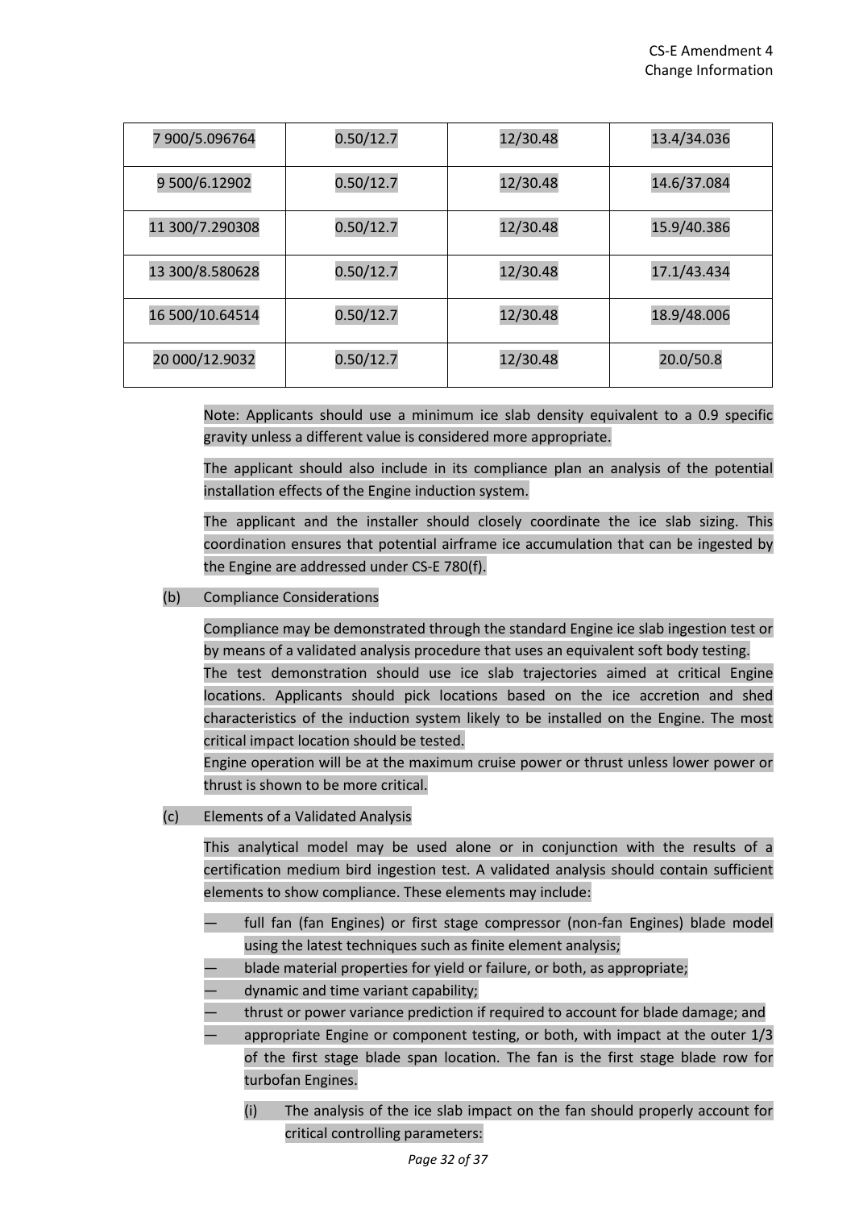| 7 900/5.096764 | 0.50/12.7 | 12/30.48 | 13.4/34.036 |
| --- | --- | --- | --- |
| 9 500/6.12902 | 0.50/12.7 | 12/30.48 | 14.6/37.084 |
| 11 300/7.290308 | 0.50/12.7 | 12/30.48 | 15.9/40.386 |
| 13 300/8.580628 | 0.50/12.7 | 12/30.48 | 17.1/43.434 |
| 16 500/10.64514 | 0.50/12.7 | 12/30.48 | 18.9/48.006 |
| 20 000/12.9032 | 0.50/12.7 | 12/30.48 | 20.0/50.8 |

Note: Applicants should use a minimum ice slab density equivalent to a 0.9 specific gravity unless a different value is considered more appropriate.

The applicant should also include in its compliance plan an analysis of the potential installation effects of the Engine induction system.

The applicant and the installer should closely coordinate the ice slab sizing. This coordination ensures that potential airframe ice accumulation that can be ingested by the Engine are addressed under CS-E 780(f).

(b) Compliance Considerations

Compliance may be demonstrated through the standard Engine ice slab ingestion test or by means of a validated analysis procedure that uses an equivalent soft body testing.
The test demonstration should use ice slab trajectories aimed at critical Engine locations. Applicants should pick locations based on the ice accretion and shed characteristics of the induction system likely to be installed on the Engine. The most critical impact location should be tested.
Engine operation will be at the maximum cruise power or thrust unless lower power or thrust is shown to be more critical.

(c) Elements of a Validated Analysis

This analytical model may be used alone or in conjunction with the results of a certification medium bird ingestion test. A validated analysis should contain sufficient elements to show compliance. These elements may include:

— full fan (fan Engines) or first stage compressor (non-fan Engines) blade model using the latest techniques such as finite element analysis;
— blade material properties for yield or failure, or both, as appropriate;
— dynamic and time variant capability;
— thrust or power variance prediction if required to account for blade damage; and
— appropriate Engine or component testing, or both, with impact at the outer 1/3 of the first stage blade span location. The fan is the first stage blade row for turbofan Engines.

(i) The analysis of the ice slab impact on the fan should properly account for critical controlling parameters: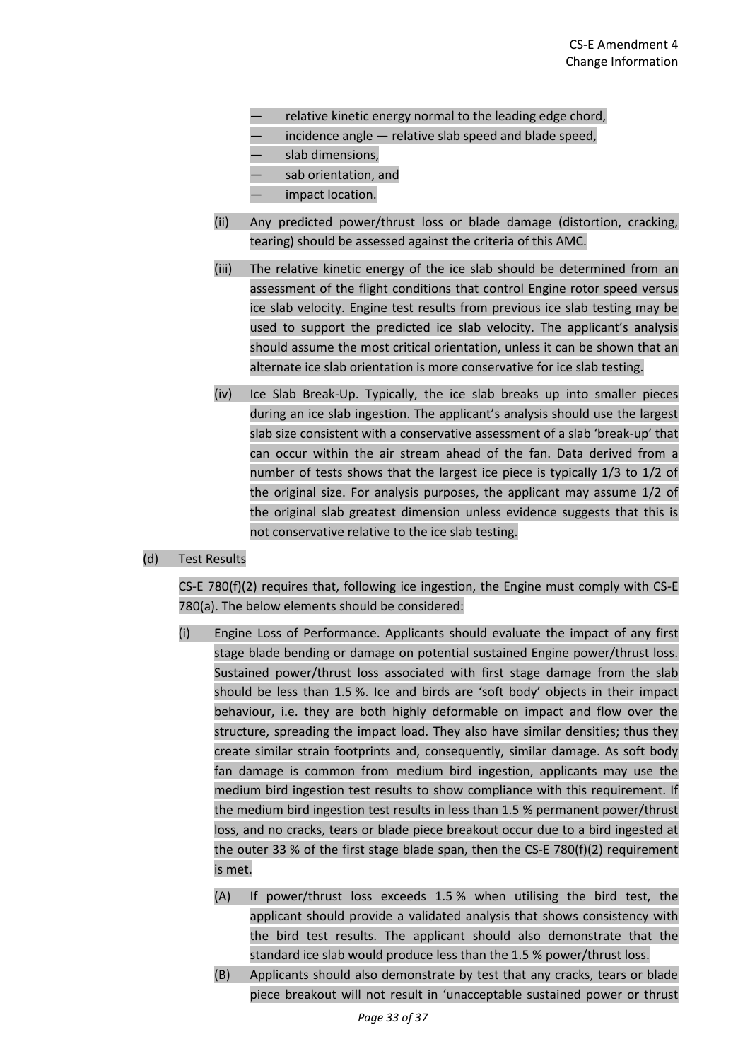- relative kinetic energy normal to the leading edge chord,
- incidence angle — relative slab speed and blade speed,
- slab dimensions,
- sab orientation, and
- impact location.

(ii) Any predicted power/thrust loss or blade damage (distortion, cracking, tearing) should be assessed against the criteria of this AMC.

(iii) The relative kinetic energy of the ice slab should be determined from an assessment of the flight conditions that control Engine rotor speed versus ice slab velocity. Engine test results from previous ice slab testing may be used to support the predicted ice slab velocity. The applicant's analysis should assume the most critical orientation, unless it can be shown that an alternate ice slab orientation is more conservative for ice slab testing.

(iv) Ice Slab Break-Up. Typically, the ice slab breaks up into smaller pieces during an ice slab ingestion. The applicant's analysis should use the largest slab size consistent with a conservative assessment of a slab 'break-up' that can occur within the air stream ahead of the fan. Data derived from a number of tests shows that the largest ice piece is typically 1/3 to 1/2 of the original size. For analysis purposes, the applicant may assume 1/2 of the original slab greatest dimension unless evidence suggests that this is not conservative relative to the ice slab testing.

(d) Test Results

CS-E 780(f)(2) requires that, following ice ingestion, the Engine must comply with CS-E 780(a). The below elements should be considered:

(i) Engine Loss of Performance. Applicants should evaluate the impact of any first stage blade bending or damage on potential sustained Engine power/thrust loss. Sustained power/thrust loss associated with first stage damage from the slab should be less than 1.5 %. Ice and birds are 'soft body' objects in their impact behaviour, i.e. they are both highly deformable on impact and flow over the structure, spreading the impact load. They also have similar densities; thus they create similar strain footprints and, consequently, similar damage. As soft body fan damage is common from medium bird ingestion, applicants may use the medium bird ingestion test results to show compliance with this requirement. If the medium bird ingestion test results in less than 1.5 % permanent power/thrust loss, and no cracks, tears or blade piece breakout occur due to a bird ingested at the outer 33 % of the first stage blade span, then the CS-E 780(f)(2) requirement is met.

(A) If power/thrust loss exceeds 1.5 % when utilising the bird test, the applicant should provide a validated analysis that shows consistency with the bird test results. The applicant should also demonstrate that the standard ice slab would produce less than the 1.5 % power/thrust loss.

(B) Applicants should also demonstrate by test that any cracks, tears or blade piece breakout will not result in 'unacceptable sustained power or thrust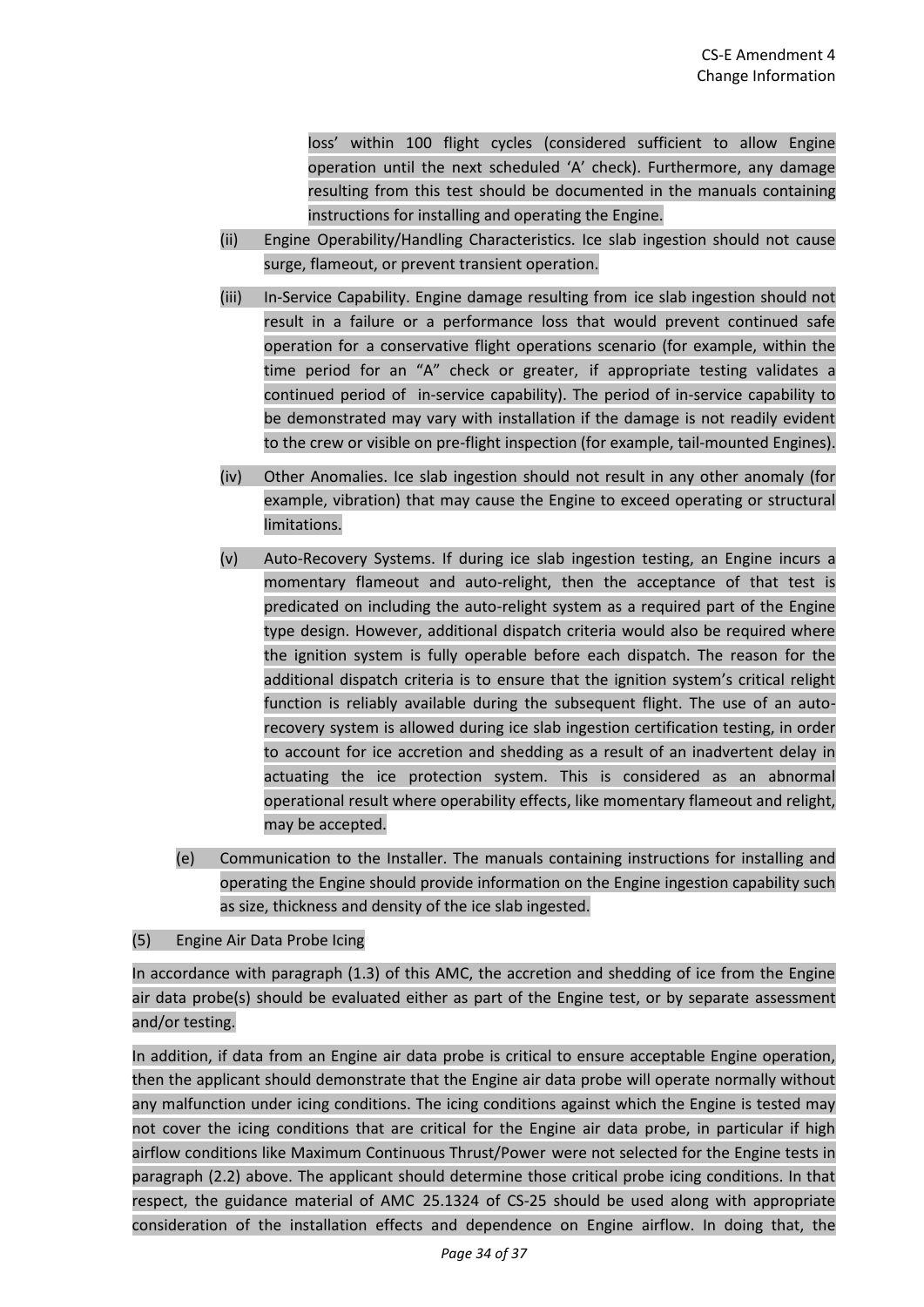loss' within 100 flight cycles (considered sufficient to allow Engine operation until the next scheduled 'A' check). Furthermore, any damage resulting from this test should be documented in the manuals containing instructions for installing and operating the Engine.

(ii) Engine Operability/Handling Characteristics. Ice slab ingestion should not cause surge, flameout, or prevent transient operation.

(iii) In-Service Capability. Engine damage resulting from ice slab ingestion should not result in a failure or a performance loss that would prevent continued safe operation for a conservative flight operations scenario (for example, within the time period for an "A" check or greater, if appropriate testing validates a continued period of in-service capability). The period of in-service capability to be demonstrated may vary with installation if the damage is not readily evident to the crew or visible on pre-flight inspection (for example, tail-mounted Engines).

(iv) Other Anomalies. Ice slab ingestion should not result in any other anomaly (for example, vibration) that may cause the Engine to exceed operating or structural limitations.

(v) Auto-Recovery Systems. If during ice slab ingestion testing, an Engine incurs a momentary flameout and auto-relight, then the acceptance of that test is predicated on including the auto-relight system as a required part of the Engine type design. However, additional dispatch criteria would also be required where the ignition system is fully operable before each dispatch. The reason for the additional dispatch criteria is to ensure that the ignition system's critical relight function is reliably available during the subsequent flight. The use of an auto-recovery system is allowed during ice slab ingestion certification testing, in order to account for ice accretion and shedding as a result of an inadvertent delay in actuating the ice protection system. This is considered as an abnormal operational result where operability effects, like momentary flameout and relight, may be accepted.

(e) Communication to the Installer. The manuals containing instructions for installing and operating the Engine should provide information on the Engine ingestion capability such as size, thickness and density of the ice slab ingested.

(5) Engine Air Data Probe Icing

In accordance with paragraph (1.3) of this AMC, the accretion and shedding of ice from the Engine air data probe(s) should be evaluated either as part of the Engine test, or by separate assessment and/or testing.

In addition, if data from an Engine air data probe is critical to ensure acceptable Engine operation, then the applicant should demonstrate that the Engine air data probe will operate normally without any malfunction under icing conditions. The icing conditions against which the Engine is tested may not cover the icing conditions that are critical for the Engine air data probe, in particular if high airflow conditions like Maximum Continuous Thrust/Power were not selected for the Engine tests in paragraph (2.2) above. The applicant should determine those critical probe icing conditions. In that respect, the guidance material of AMC 25.1324 of CS-25 should be used along with appropriate consideration of the installation effects and dependence on Engine airflow. In doing that, the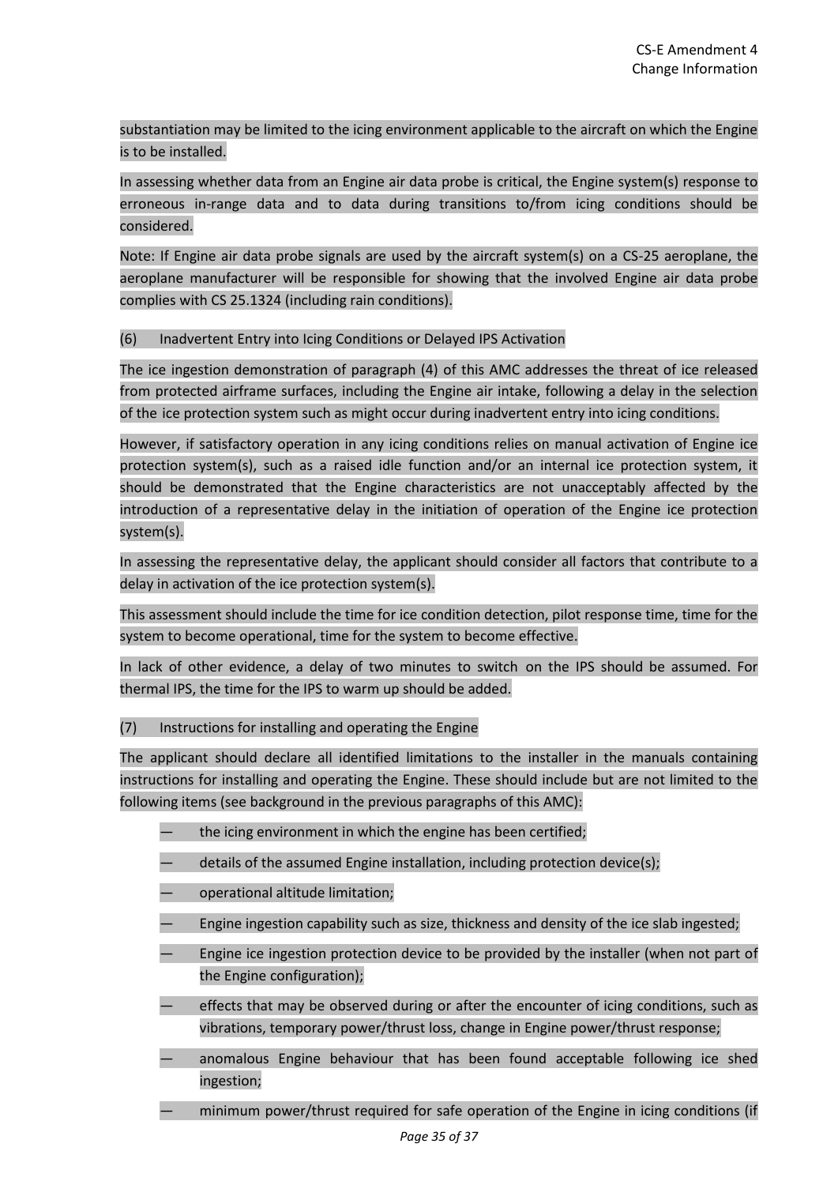substantiation may be limited to the icing environment applicable to the aircraft on which the Engine is to be installed.

In assessing whether data from an Engine air data probe is critical, the Engine system(s) response to erroneous in-range data and to data during transitions to/from icing conditions should be considered.

Note: If Engine air data probe signals are used by the aircraft system(s) on a CS-25 aeroplane, the aeroplane manufacturer will be responsible for showing that the involved Engine air data probe complies with CS 25.1324 (including rain conditions).

(6) Inadvertent Entry into Icing Conditions or Delayed IPS Activation

The ice ingestion demonstration of paragraph (4) of this AMC addresses the threat of ice released from protected airframe surfaces, including the Engine air intake, following a delay in the selection of the ice protection system such as might occur during inadvertent entry into icing conditions.

However, if satisfactory operation in any icing conditions relies on manual activation of Engine ice protection system(s), such as a raised idle function and/or an internal ice protection system, it should be demonstrated that the Engine characteristics are not unacceptably affected by the introduction of a representative delay in the initiation of operation of the Engine ice protection system(s).

In assessing the representative delay, the applicant should consider all factors that contribute to a delay in activation of the ice protection system(s).

This assessment should include the time for ice condition detection, pilot response time, time for the system to become operational, time for the system to become effective.

In lack of other evidence, a delay of two minutes to switch on the IPS should be assumed. For thermal IPS, the time for the IPS to warm up should be added.

(7) Instructions for installing and operating the Engine

The applicant should declare all identified limitations to the installer in the manuals containing instructions for installing and operating the Engine. These should include but are not limited to the following items (see background in the previous paragraphs of this AMC):

— the icing environment in which the engine has been certified;

— details of the assumed Engine installation, including protection device(s);

— operational altitude limitation;

— Engine ingestion capability such as size, thickness and density of the ice slab ingested;

— Engine ice ingestion protection device to be provided by the installer (when not part of the Engine configuration);

— effects that may be observed during or after the encounter of icing conditions, such as vibrations, temporary power/thrust loss, change in Engine power/thrust response;

— anomalous Engine behaviour that has been found acceptable following ice shed ingestion;

— minimum power/thrust required for safe operation of the Engine in icing conditions (if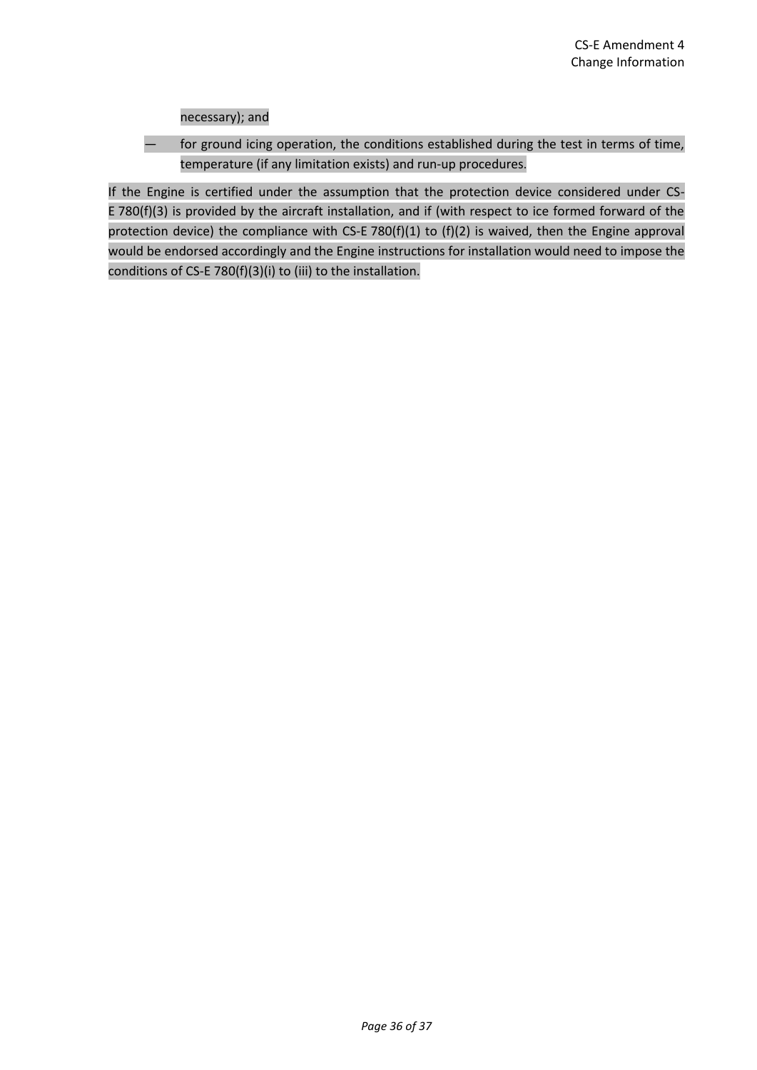necessary); and

— for ground icing operation, the conditions established during the test in terms of time, temperature (if any limitation exists) and run-up procedures.

If the Engine is certified under the assumption that the protection device considered under CS-E 780(f)(3) is provided by the aircraft installation, and if (with respect to ice formed forward of the protection device) the compliance with CS-E 780(f)(1) to (f)(2) is waived, then the Engine approval would be endorsed accordingly and the Engine instructions for installation would need to impose the conditions of CS-E 780(f)(3)(i) to (iii) to the installation.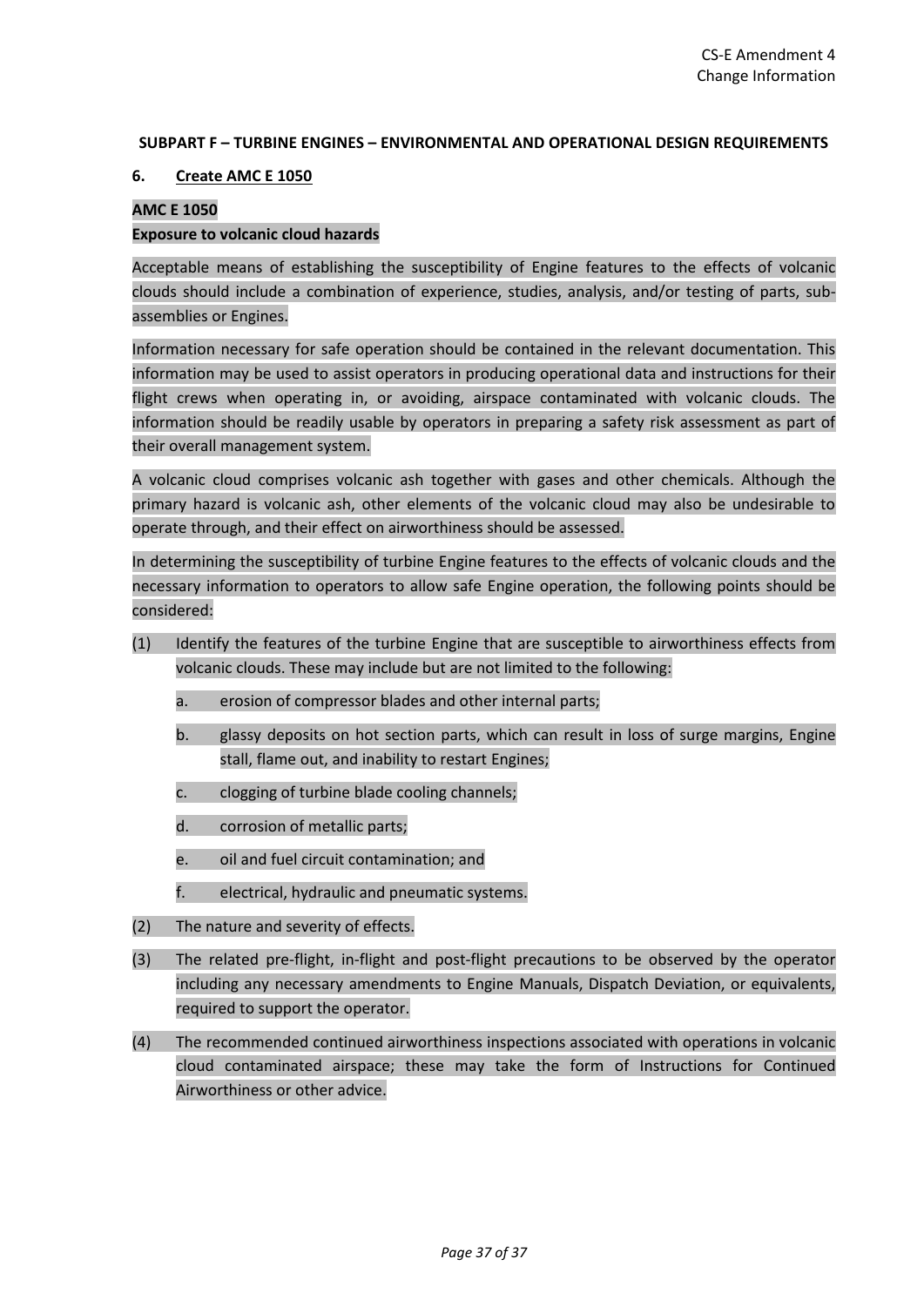## SUBPART F – TURBINE ENGINES – ENVIRONMENTAL AND OPERATIONAL DESIGN REQUIREMENTS

**6. Create AMC E 1050**

**AMC E 1050**

**Exposure to volcanic cloud hazards**

Acceptable means of establishing the susceptibility of Engine features to the effects of volcanic clouds should include a combination of experience, studies, analysis, and/or testing of parts, sub-assemblies or Engines.

Information necessary for safe operation should be contained in the relevant documentation. This information may be used to assist operators in producing operational data and instructions for their flight crews when operating in, or avoiding, airspace contaminated with volcanic clouds. The information should be readily usable by operators in preparing a safety risk assessment as part of their overall management system.

A volcanic cloud comprises volcanic ash together with gases and other chemicals. Although the primary hazard is volcanic ash, other elements of the volcanic cloud may also be undesirable to operate through, and their effect on airworthiness should be assessed.

In determining the susceptibility of turbine Engine features to the effects of volcanic clouds and the necessary information to operators to allow safe Engine operation, the following points should be considered:

(1) Identify the features of the turbine Engine that are susceptible to airworthiness effects from volcanic clouds. These may include but are not limited to the following:

   a. erosion of compressor blades and other internal parts;

   b. glassy deposits on hot section parts, which can result in loss of surge margins, Engine stall, flame out, and inability to restart Engines;

   c. clogging of turbine blade cooling channels;

   d. corrosion of metallic parts;

   e. oil and fuel circuit contamination; and

   f. electrical, hydraulic and pneumatic systems.

(2) The nature and severity of effects.

(3) The related pre-flight, in-flight and post-flight precautions to be observed by the operator including any necessary amendments to Engine Manuals, Dispatch Deviation, or equivalents, required to support the operator.

(4) The recommended continued airworthiness inspections associated with operations in volcanic cloud contaminated airspace; these may take the form of Instructions for Continued Airworthiness or other advice.